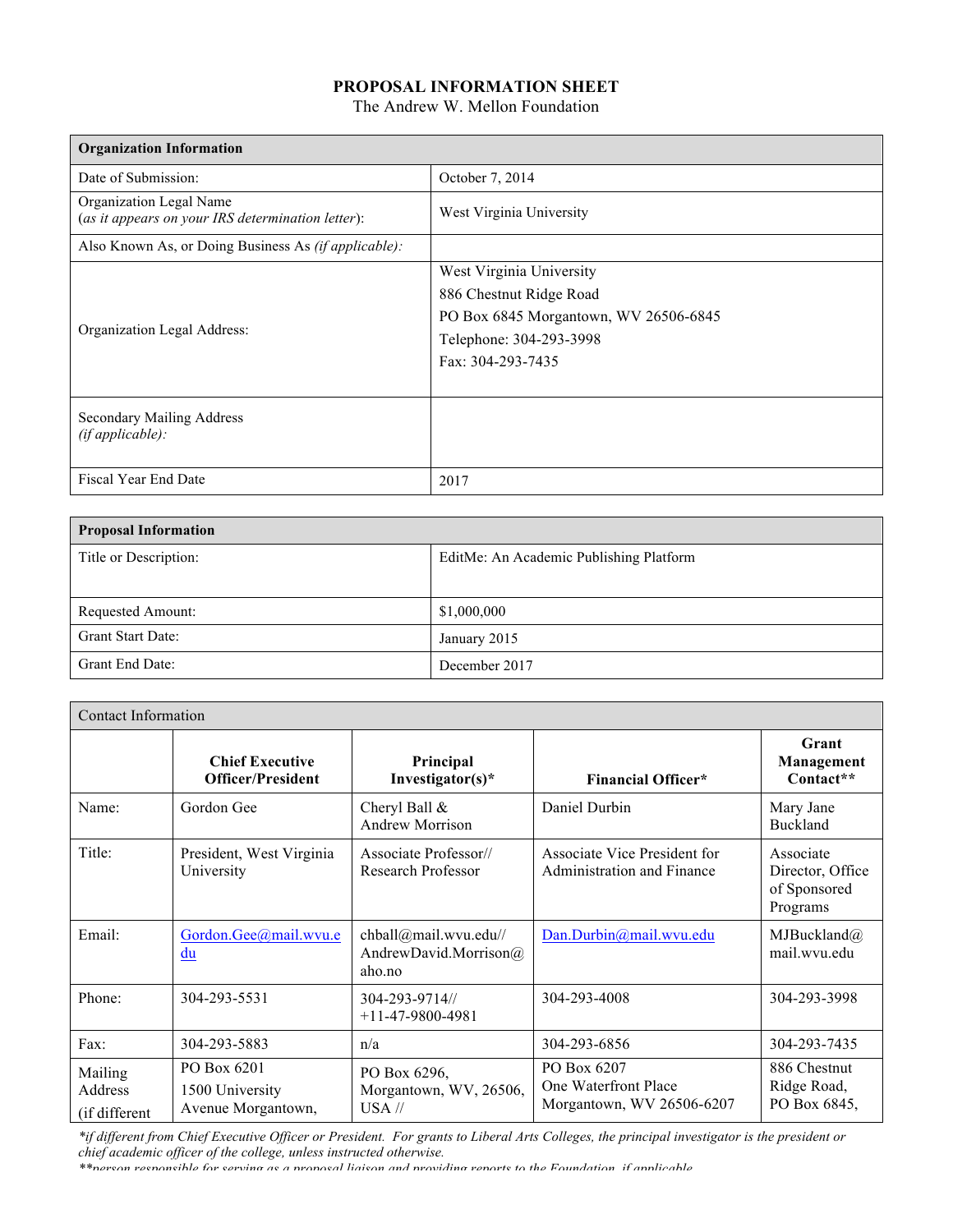# PROPOSAL INFORMATION SHEET

The Andrew W. Mellon Foundation

| **Organization Information** | |
|---|---|
| Date of Submission: | October 7, 2014 |
| Organization Legal Name (*as it appears on your IRS determination letter*): | West Virginia University |
| Also Known As, or Doing Business As *(if applicable):* | |
| Organization Legal Address: | West Virginia University<br>886 Chestnut Ridge Road<br>PO Box 6845 Morgantown, WV 26506-6845<br>Telephone: 304-293-3998<br>Fax: 304-293-7435 |
| Secondary Mailing Address *(if applicable):* | |
| Fiscal Year End Date | 2017 |

| **Proposal Information** | |
|---|---|
| Title or Description: | EditMe: An Academic Publishing Platform |
| Requested Amount: | $1,000,000 |
| Grant Start Date: | January 2015 |
| Grant End Date: | December 2017 |

| Contact Information | | | | |
|---|---|---|---|---|
| | **Chief Executive Officer/President** | **Principal Investigator(s)*** | **Financial Officer*** | **Grant Management Contact**** |
| Name: | Gordon Gee | Cheryl Ball & Andrew Morrison | Daniel Durbin | Mary Jane Buckland |
| Title: | President, West Virginia University | Associate Professor// Research Professor | Associate Vice President for Administration and Finance | Associate Director, Office of Sponsored Programs |
| Email: | Gordon.Gee@mail.wvu.edu | chball@mail.wvu.edu// AndrewDavid.Morrison@aho.no | Dan.Durbin@mail.wvu.edu | MJBuckland@mail.wvu.edu |
| Phone: | 304-293-5531 | 304-293-9714// +11-47-9800-4981 | 304-293-4008 | 304-293-3998 |
| Fax: | 304-293-5883 | n/a | 304-293-6856 | 304-293-7435 |
| Mailing Address (if different | PO Box 6201<br>1500 University Avenue Morgantown, | PO Box 6296, Morgantown, WV, 26506, USA // | PO Box 6207<br>One Waterfront Place<br>Morgantown, WV 26506-6207 | 886 Chestnut Ridge Road, PO Box 6845, |

*\*if different from Chief Executive Officer or President. For grants to Liberal Arts Colleges, the principal investigator is the president or chief academic officer of the college, unless instructed otherwise.*

*\*\*person responsible for serving as a proposal liaison and providing reports to the Foundation, if applicable*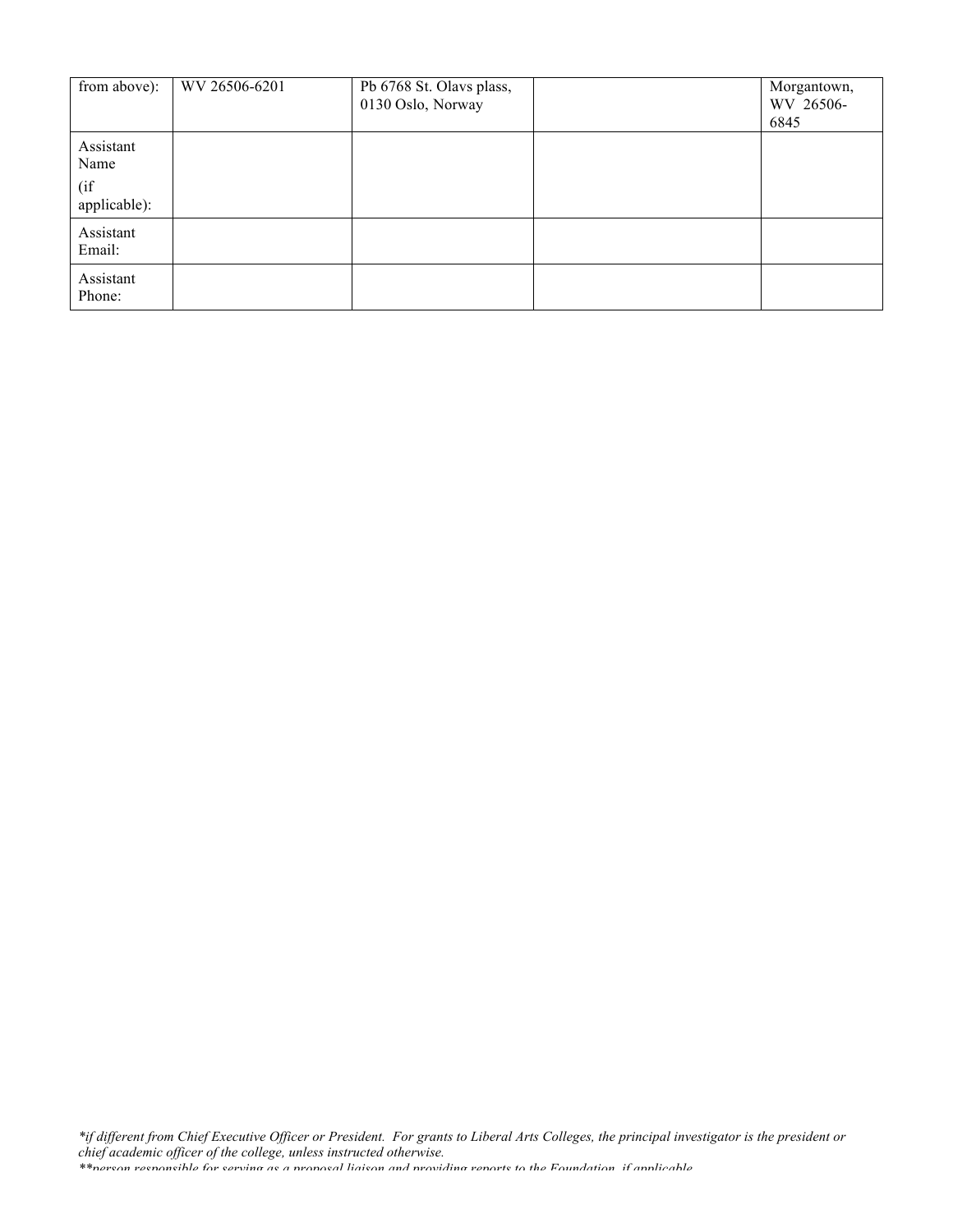| from above): | WV 26506-6201 | Pb 6768 St. Olavs plass, 0130 Oslo, Norway | | Morgantown, WV 26506-6845 |
|---|---|---|---|---|
| Assistant Name (if applicable): | | | | |
| Assistant Email: | | | | |
| Assistant Phone: | | | | |

*\*if different from Chief Executive Officer or President. For grants to Liberal Arts Colleges, the principal investigator is the president or chief academic officer of the college, unless instructed otherwise.*
*\*\*person responsible for serving as a proposal liaison and providing reports to the Foundation, if applicable*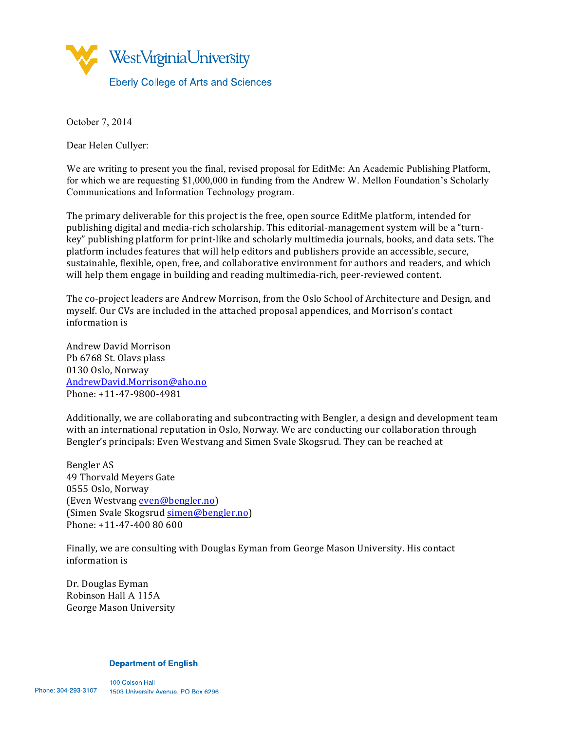West Virginia University
Eberly College of Arts and Sciences

October 7, 2014

Dear Helen Cullyer:

We are writing to present you the final, revised proposal for EditMe: An Academic Publishing Platform, for which we are requesting $1,000,000 in funding from the Andrew W. Mellon Foundation's Scholarly Communications and Information Technology program.

The primary deliverable for this project is the free, open source EditMe platform, intended for publishing digital and media-rich scholarship. This editorial-management system will be a "turn-key" publishing platform for print-like and scholarly multimedia journals, books, and data sets. The platform includes features that will help editors and publishers provide an accessible, secure, sustainable, flexible, open, free, and collaborative environment for authors and readers, and which will help them engage in building and reading multimedia-rich, peer-reviewed content.

The co-project leaders are Andrew Morrison, from the Oslo School of Architecture and Design, and myself. Our CVs are included in the attached proposal appendices, and Morrison's contact information is

Andrew David Morrison
Pb 6768 St. Olavs plass
0130 Oslo, Norway
AndrewDavid.Morrison@aho.no
Phone: +11-47-9800-4981

Additionally, we are collaborating and subcontracting with Bengler, a design and development team with an international reputation in Oslo, Norway. We are conducting our collaboration through Bengler's principals: Even Westvang and Simen Svale Skogsrud. They can be reached at

Bengler AS
49 Thorvald Meyers Gate
0555 Oslo, Norway
(Even Westvang even@bengler.no)
(Simen Svale Skogsrud simen@bengler.no)
Phone: +11-47-400 80 600

Finally, we are consulting with Douglas Eyman from George Mason University. His contact information is

Dr. Douglas Eyman
Robinson Hall A 115A
George Mason University

Department of English
100 Colson Hall
1503 University Avenue, PO Box 6296
Phone: 304-293-3107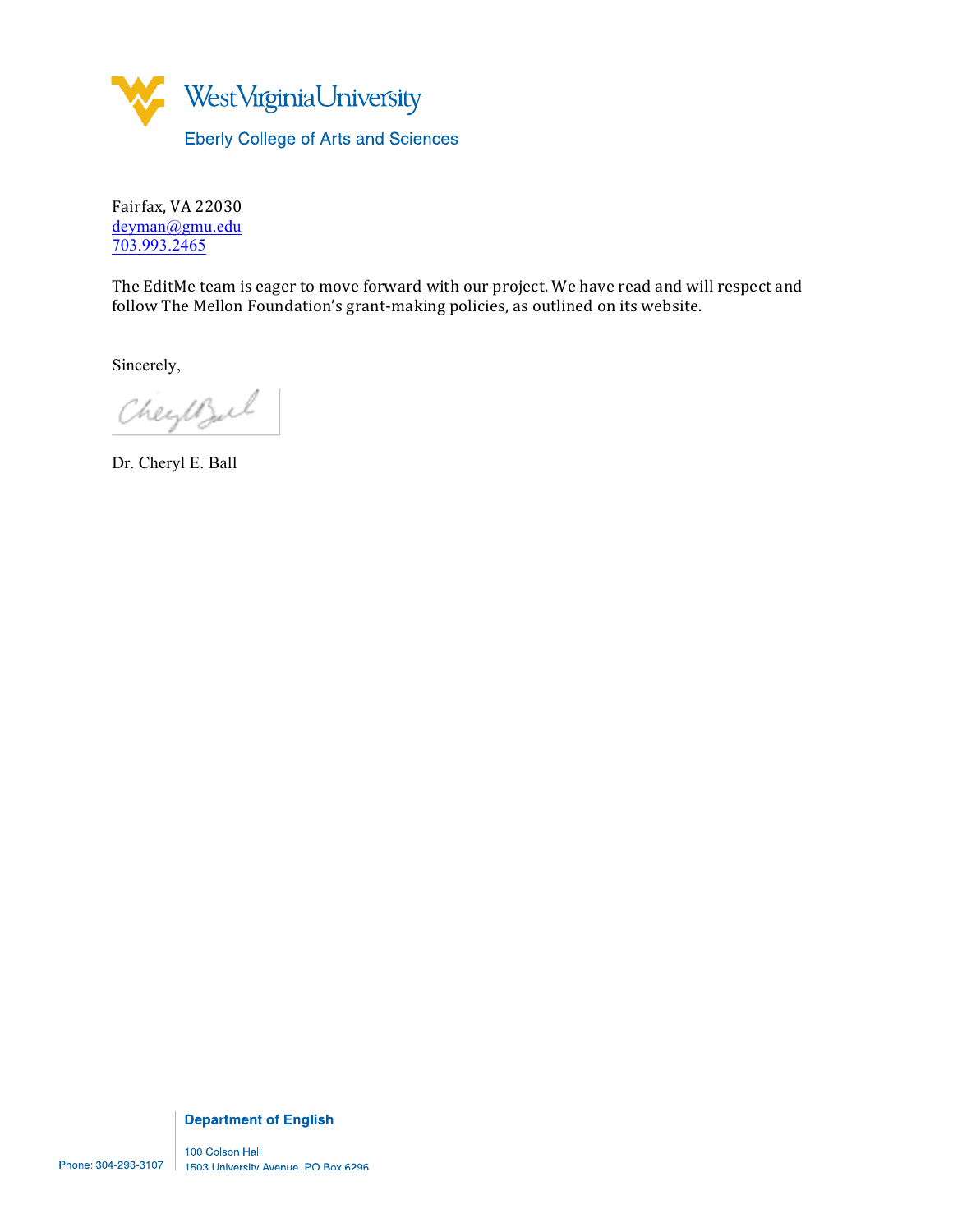Fairfax, VA 22030
deyman@gmu.edu
703.993.2465

The EditMe team is eager to move forward with our project. We have read and will respect and follow The Mellon Foundation's grant-making policies, as outlined on its website.

Sincerely,

Dr. Cheryl E. Ball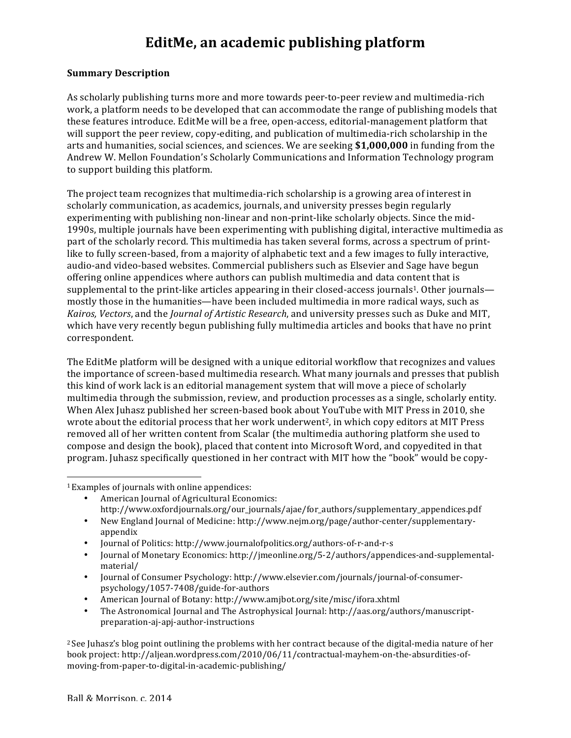# EditMe, an academic publishing platform

**Summary Description**

As scholarly publishing turns more and more towards peer-to-peer review and multimedia-rich work, a platform needs to be developed that can accommodate the range of publishing models that these features introduce. EditMe will be a free, open-access, editorial-management platform that will support the peer review, copy-editing, and publication of multimedia-rich scholarship in the arts and humanities, social sciences, and sciences. We are seeking **$1,000,000** in funding from the Andrew W. Mellon Foundation's Scholarly Communications and Information Technology program to support building this platform.

The project team recognizes that multimedia-rich scholarship is a growing area of interest in scholarly communication, as academics, journals, and university presses begin regularly experimenting with publishing non-linear and non-print-like scholarly objects. Since the mid-1990s, multiple journals have been experimenting with publishing digital, interactive multimedia as part of the scholarly record. This multimedia has taken several forms, across a spectrum of print-like to fully screen-based, from a majority of alphabetic text and a few images to fully interactive, audio-and video-based websites. Commercial publishers such as Elsevier and Sage have begun offering online appendices where authors can publish multimedia and data content that is supplemental to the print-like articles appearing in their closed-access journals[1]. Other journals—mostly those in the humanities—have been included multimedia in more radical ways, such as *Kairos, Vectors*, and the *Journal of Artistic Research*, and university presses such as Duke and MIT, which have very recently begun publishing fully multimedia articles and books that have no print correspondent.

The EditMe platform will be designed with a unique editorial workflow that recognizes and values the importance of screen-based multimedia research. What many journals and presses that publish this kind of work lack is an editorial management system that will move a piece of scholarly multimedia through the submission, review, and production processes as a single, scholarly entity. When Alex Juhasz published her screen-based book about YouTube with MIT Press in 2010, she wrote about the editorial process that her work underwent[2], in which copy editors at MIT Press removed all of her written content from Scalar (the multimedia authoring platform she used to compose and design the book), placed that content into Microsoft Word, and copyedited in that program. Juhasz specifically questioned in her contract with MIT how the "book" would be copy-

---

[1] Examples of journals with online appendices:

- American Journal of Agricultural Economics: http://www.oxfordjournals.org/our_journals/ajae/for_authors/supplementary_appendices.pdf
- New England Journal of Medicine: http://www.nejm.org/page/author-center/supplementary-appendix
- Journal of Politics: http://www.journalofpolitics.org/authors-of-r-and-r-s
- Journal of Monetary Economics: http://jmeonline.org/5-2/authors/appendices-and-supplemental-material/
- Journal of Consumer Psychology: http://www.elsevier.com/journals/journal-of-consumer-psychology/1057-7408/guide-for-authors
- American Journal of Botany: http://www.amjbot.org/site/misc/ifora.xhtml
- The Astronomical Journal and The Astrophysical Journal: http://aas.org/authors/manuscript-preparation-aj-apj-author-instructions

[2] See Juhasz's blog point outlining the problems with her contract because of the digital-media nature of her book project: http://aljean.wordpress.com/2010/06/11/contractual-mayhem-on-the-absurdities-of-moving-from-paper-to-digital-in-academic-publishing/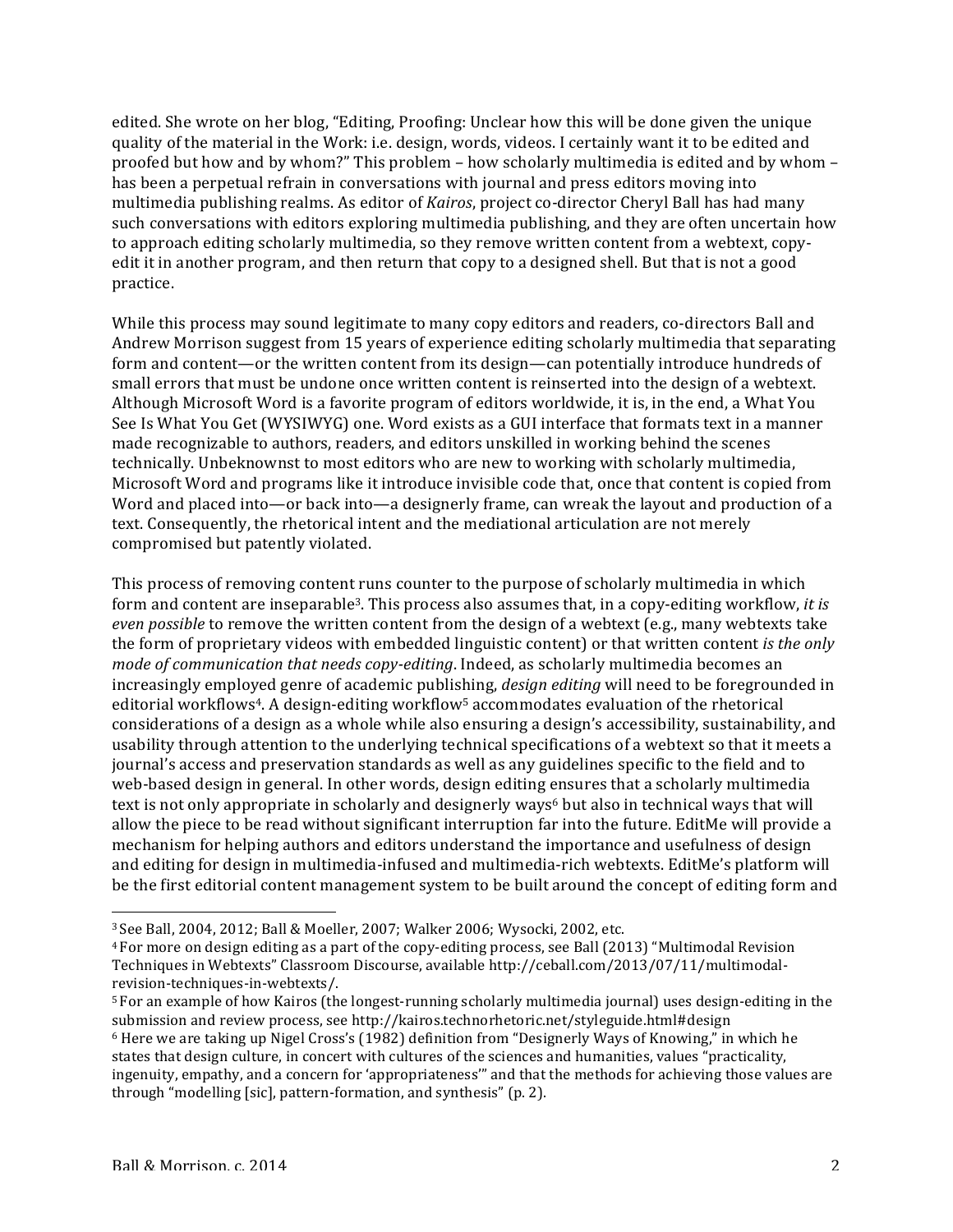edited. She wrote on her blog, "Editing, Proofing: Unclear how this will be done given the unique quality of the material in the Work: i.e. design, words, videos. I certainly want it to be edited and proofed but how and by whom?" This problem – how scholarly multimedia is edited and by whom – has been a perpetual refrain in conversations with journal and press editors moving into multimedia publishing realms. As editor of *Kairos*, project co-director Cheryl Ball has had many such conversations with editors exploring multimedia publishing, and they are often uncertain how to approach editing scholarly multimedia, so they remove written content from a webtext, copy-edit it in another program, and then return that copy to a designed shell. But that is not a good practice.

While this process may sound legitimate to many copy editors and readers, co-directors Ball and Andrew Morrison suggest from 15 years of experience editing scholarly multimedia that separating form and content—or the written content from its design—can potentially introduce hundreds of small errors that must be undone once written content is reinserted into the design of a webtext. Although Microsoft Word is a favorite program of editors worldwide, it is, in the end, a What You See Is What You Get (WYSIWYG) one. Word exists as a GUI interface that formats text in a manner made recognizable to authors, readers, and editors unskilled in working behind the scenes technically. Unbeknownst to most editors who are new to working with scholarly multimedia, Microsoft Word and programs like it introduce invisible code that, once that content is copied from Word and placed into—or back into—a designerly frame, can wreak the layout and production of a text. Consequently, the rhetorical intent and the mediational articulation are not merely compromised but patently violated.

This process of removing content runs counter to the purpose of scholarly multimedia in which form and content are inseparable[3]. This process also assumes that, in a copy-editing workflow, *it is even possible* to remove the written content from the design of a webtext (e.g., many webtexts take the form of proprietary videos with embedded linguistic content) or that written content *is the only mode of communication that needs copy-editing*. Indeed, as scholarly multimedia becomes an increasingly employed genre of academic publishing, *design editing* will need to be foregrounded in editorial workflows[4]. A design-editing workflow[5] accommodates evaluation of the rhetorical considerations of a design as a whole while also ensuring a design's accessibility, sustainability, and usability through attention to the underlying technical specifications of a webtext so that it meets a journal's access and preservation standards as well as any guidelines specific to the field and to web-based design in general. In other words, design editing ensures that a scholarly multimedia text is not only appropriate in scholarly and designerly ways[6] but also in technical ways that will allow the piece to be read without significant interruption far into the future. EditMe will provide a mechanism for helping authors and editors understand the importance and usefulness of design and editing for design in multimedia-infused and multimedia-rich webtexts. EditMe's platform will be the first editorial content management system to be built around the concept of editing form and

---

[3] See Ball, 2004, 2012; Ball & Moeller, 2007; Walker 2006; Wysocki, 2002, etc.

[4] For more on design editing as a part of the copy-editing process, see Ball (2013) "Multimodal Revision Techniques in Webtexts" Classroom Discourse, available http://ceball.com/2013/07/11/multimodal-revision-techniques-in-webtexts/.

[5] For an example of how Kairos (the longest-running scholarly multimedia journal) uses design-editing in the submission and review process, see http://kairos.technorhetoric.net/styleguide.html#design

[6] Here we are taking up Nigel Cross's (1982) definition from "Designerly Ways of Knowing," in which he states that design culture, in concert with cultures of the sciences and humanities, values "practicality, ingenuity, empathy, and a concern for 'appropriateness'" and that the methods for achieving those values are through "modelling [sic], pattern-formation, and synthesis" (p. 2).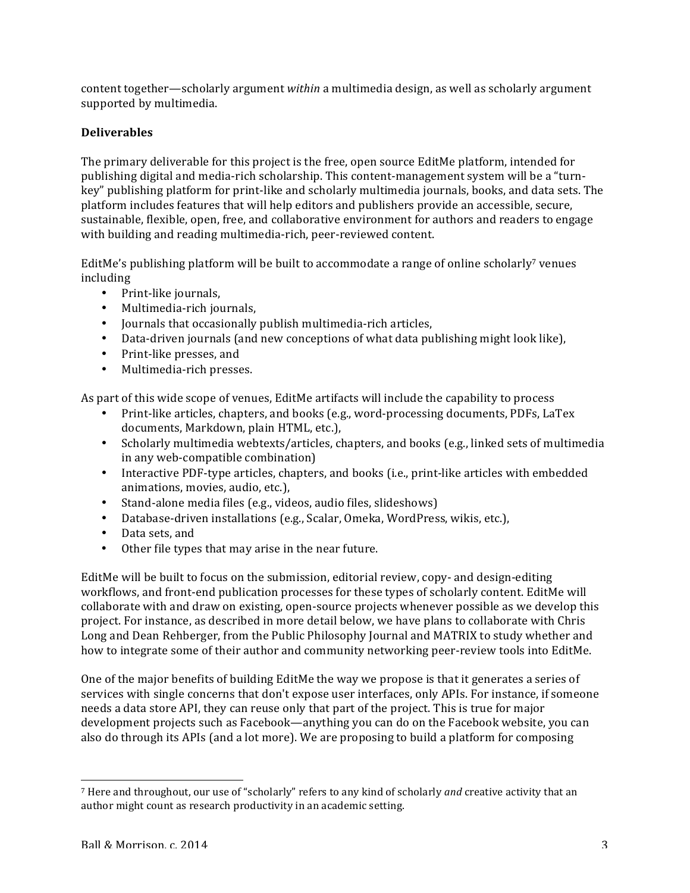content together—scholarly argument *within* a multimedia design, as well as scholarly argument supported by multimedia.

**Deliverables**

The primary deliverable for this project is the free, open source EditMe platform, intended for publishing digital and media-rich scholarship. This content-management system will be a "turn-key" publishing platform for print-like and scholarly multimedia journals, books, and data sets. The platform includes features that will help editors and publishers provide an accessible, secure, sustainable, flexible, open, free, and collaborative environment for authors and readers to engage with building and reading multimedia-rich, peer-reviewed content.

EditMe's publishing platform will be built to accommodate a range of online scholarly[7] venues including

- Print-like journals,
- Multimedia-rich journals,
- Journals that occasionally publish multimedia-rich articles,
- Data-driven journals (and new conceptions of what data publishing might look like),
- Print-like presses, and
- Multimedia-rich presses.

As part of this wide scope of venues, EditMe artifacts will include the capability to process

- Print-like articles, chapters, and books (e.g., word-processing documents, PDFs, LaTex documents, Markdown, plain HTML, etc.),
- Scholarly multimedia webtexts/articles, chapters, and books (e.g., linked sets of multimedia in any web-compatible combination)
- Interactive PDF-type articles, chapters, and books (i.e., print-like articles with embedded animations, movies, audio, etc.),
- Stand-alone media files (e.g., videos, audio files, slideshows)
- Database-driven installations (e.g., Scalar, Omeka, WordPress, wikis, etc.),
- Data sets, and
- Other file types that may arise in the near future.

EditMe will be built to focus on the submission, editorial review, copy- and design-editing workflows, and front-end publication processes for these types of scholarly content. EditMe will collaborate with and draw on existing, open-source projects whenever possible as we develop this project. For instance, as described in more detail below, we have plans to collaborate with Chris Long and Dean Rehberger, from the Public Philosophy Journal and MATRIX to study whether and how to integrate some of their author and community networking peer-review tools into EditMe.

One of the major benefits of building EditMe the way we propose is that it generates a series of services with single concerns that don't expose user interfaces, only APIs. For instance, if someone needs a data store API, they can reuse only that part of the project. This is true for major development projects such as Facebook—anything you can do on the Facebook website, you can also do through its APIs (and a lot more). We are proposing to build a platform for composing

[7] Here and throughout, our use of "scholarly" refers to any kind of scholarly *and* creative activity that an author might count as research productivity in an academic setting.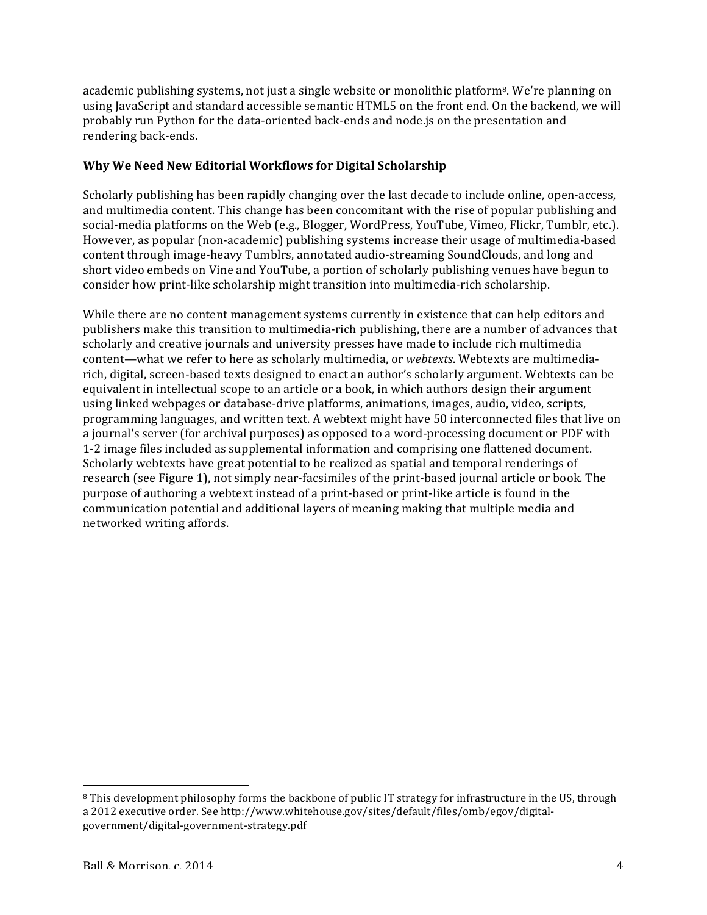academic publishing systems, not just a single website or monolithic platform[8]. We're planning on using JavaScript and standard accessible semantic HTML5 on the front end. On the backend, we will probably run Python for the data-oriented back-ends and node.js on the presentation and rendering back-ends.

**Why We Need New Editorial Workflows for Digital Scholarship**

Scholarly publishing has been rapidly changing over the last decade to include online, open-access, and multimedia content. This change has been concomitant with the rise of popular publishing and social-media platforms on the Web (e.g., Blogger, WordPress, YouTube, Vimeo, Flickr, Tumblr, etc.). However, as popular (non-academic) publishing systems increase their usage of multimedia-based content through image-heavy Tumblrs, annotated audio-streaming SoundClouds, and long and short video embeds on Vine and YouTube, a portion of scholarly publishing venues have begun to consider how print-like scholarship might transition into multimedia-rich scholarship.

While there are no content management systems currently in existence that can help editors and publishers make this transition to multimedia-rich publishing, there are a number of advances that scholarly and creative journals and university presses have made to include rich multimedia content—what we refer to here as scholarly multimedia, or *webtexts*. Webtexts are multimedia-rich, digital, screen-based texts designed to enact an author's scholarly argument. Webtexts can be equivalent in intellectual scope to an article or a book, in which authors design their argument using linked webpages or database-drive platforms, animations, images, audio, video, scripts, programming languages, and written text. A webtext might have 50 interconnected files that live on a journal's server (for archival purposes) as opposed to a word-processing document or PDF with 1-2 image files included as supplemental information and comprising one flattened document. Scholarly webtexts have great potential to be realized as spatial and temporal renderings of research (see Figure 1), not simply near-facsimiles of the print-based journal article or book. The purpose of authoring a webtext instead of a print-based or print-like article is found in the communication potential and additional layers of meaning making that multiple media and networked writing affords.

---

[8] This development philosophy forms the backbone of public IT strategy for infrastructure in the US, through a 2012 executive order. See http://www.whitehouse.gov/sites/default/files/omb/egov/digital-government/digital-government-strategy.pdf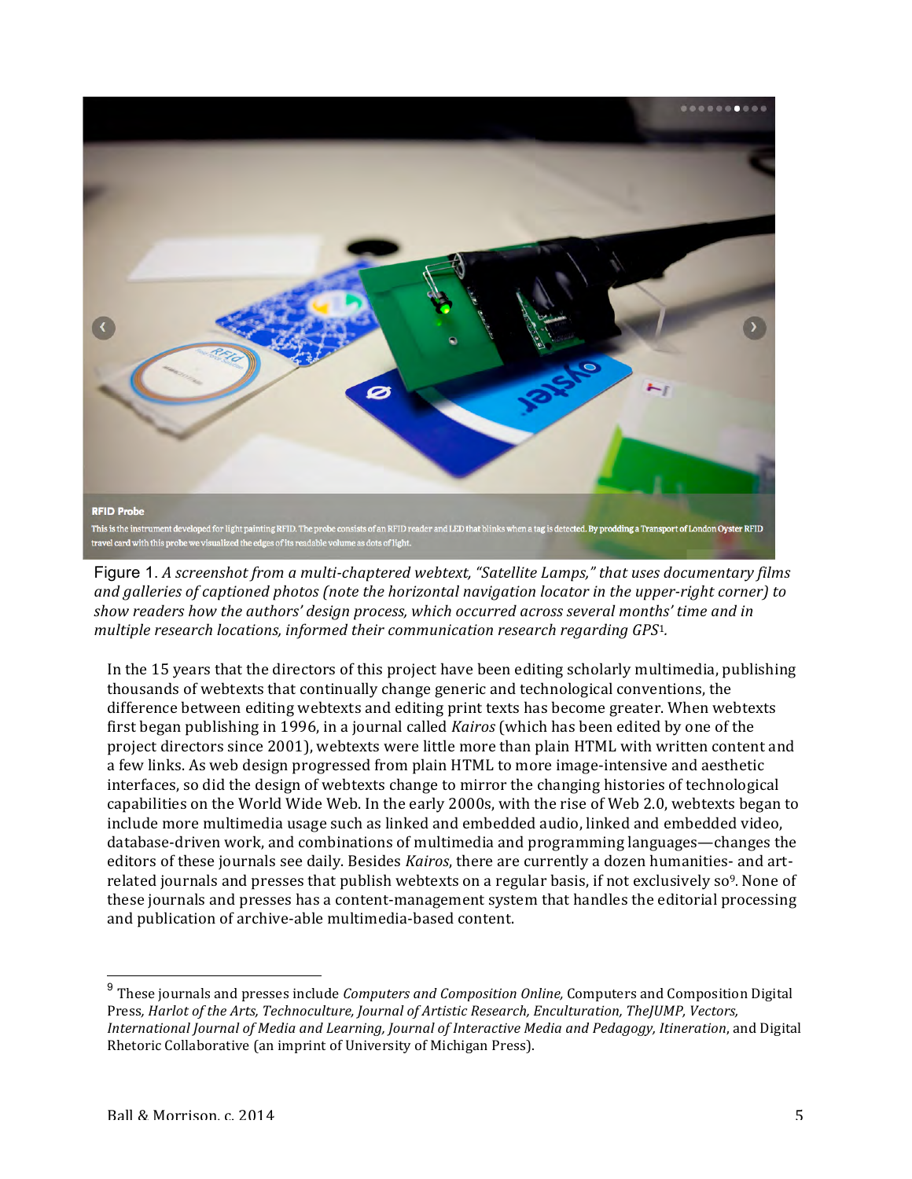Figure 1. *A screenshot from a multi-chaptered webtext, "Satellite Lamps," that uses documentary films and galleries of captioned photos (note the horizontal navigation locator in the upper-right corner) to show readers how the authors' design process, which occurred across several months' time and in multiple research locations, informed their communication research regarding GPS*[1]*.*

In the 15 years that the directors of this project have been editing scholarly multimedia, publishing thousands of webtexts that continually change generic and technological conventions, the difference between editing webtexts and editing print texts has become greater. When webtexts first began publishing in 1996, in a journal called *Kairos* (which has been edited by one of the project directors since 2001), webtexts were little more than plain HTML with written content and a few links. As web design progressed from plain HTML to more image-intensive and aesthetic interfaces, so did the design of webtexts change to mirror the changing histories of technological capabilities on the World Wide Web. In the early 2000s, with the rise of Web 2.0, webtexts began to include more multimedia usage such as linked and embedded audio, linked and embedded video, database-driven work, and combinations of multimedia and programming languages—changes the editors of these journals see daily. Besides *Kairos*, there are currently a dozen humanities- and art-related journals and presses that publish webtexts on a regular basis, if not exclusively so[9]. None of these journals and presses has a content-management system that handles the editorial processing and publication of archive-able multimedia-based content.

[9] These journals and presses include *Computers and Composition Online,* Computers and Composition Digital Press*, Harlot of the Arts, Technoculture, Journal of Artistic Research, Enculturation, TheJUMP, Vectors, International Journal of Media and Learning, Journal of Interactive Media and Pedagogy, Itineration*, and Digital Rhetoric Collaborative (an imprint of University of Michigan Press).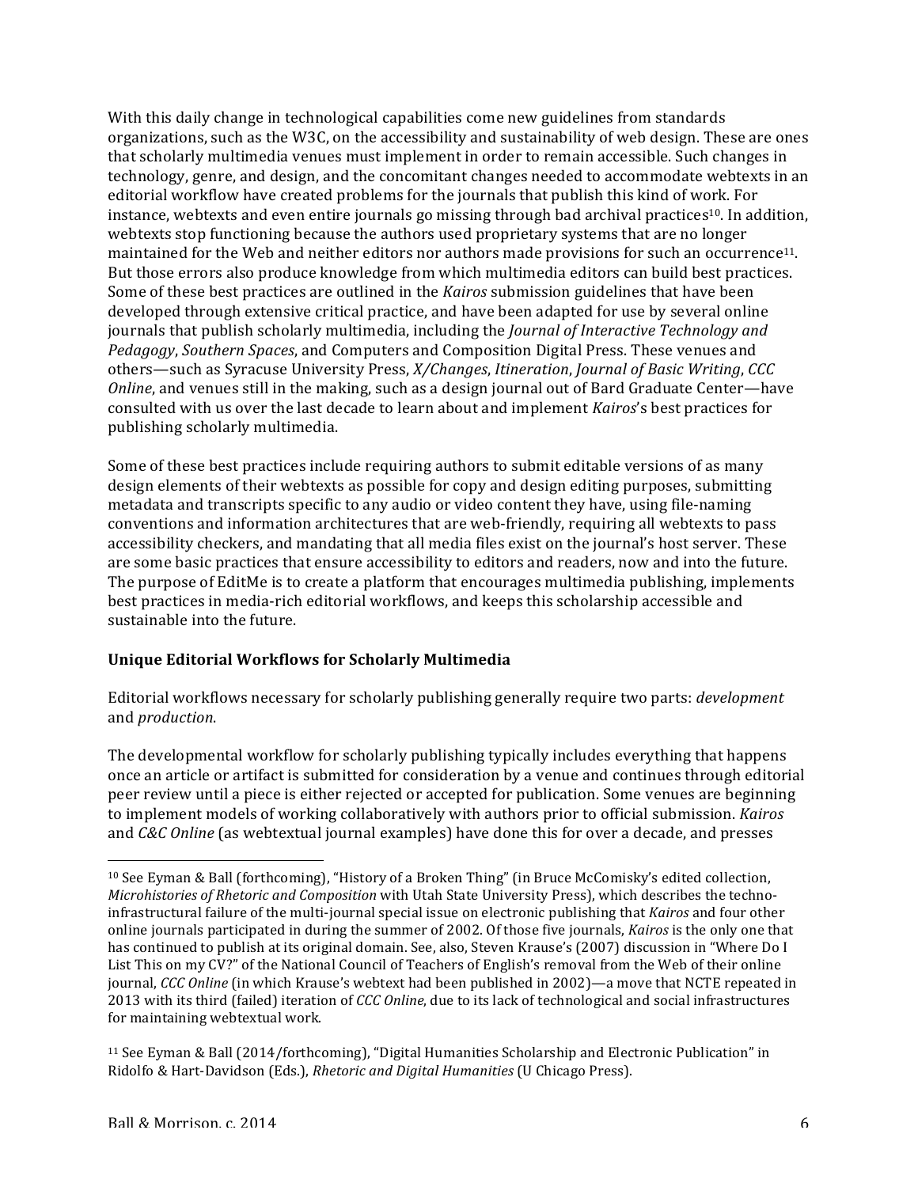With this daily change in technological capabilities come new guidelines from standards organizations, such as the W3C, on the accessibility and sustainability of web design. These are ones that scholarly multimedia venues must implement in order to remain accessible. Such changes in technology, genre, and design, and the concomitant changes needed to accommodate webtexts in an editorial workflow have created problems for the journals that publish this kind of work. For instance, webtexts and even entire journals go missing through bad archival practices[10]. In addition, webtexts stop functioning because the authors used proprietary systems that are no longer maintained for the Web and neither editors nor authors made provisions for such an occurrence[11]. But those errors also produce knowledge from which multimedia editors can build best practices. Some of these best practices are outlined in the *Kairos* submission guidelines that have been developed through extensive critical practice, and have been adapted for use by several online journals that publish scholarly multimedia, including the *Journal of Interactive Technology and Pedagogy*, *Southern Spaces*, and Computers and Composition Digital Press. These venues and others—such as Syracuse University Press, *X/Changes*, *Itineration*, *Journal of Basic Writing*, *CCC Online*, and venues still in the making, such as a design journal out of Bard Graduate Center—have consulted with us over the last decade to learn about and implement *Kairos*'s best practices for publishing scholarly multimedia.

Some of these best practices include requiring authors to submit editable versions of as many design elements of their webtexts as possible for copy and design editing purposes, submitting metadata and transcripts specific to any audio or video content they have, using file-naming conventions and information architectures that are web-friendly, requiring all webtexts to pass accessibility checkers, and mandating that all media files exist on the journal's host server. These are some basic practices that ensure accessibility to editors and readers, now and into the future. The purpose of EditMe is to create a platform that encourages multimedia publishing, implements best practices in media-rich editorial workflows, and keeps this scholarship accessible and sustainable into the future.

**Unique Editorial Workflows for Scholarly Multimedia**

Editorial workflows necessary for scholarly publishing generally require two parts: *development* and *production*.

The developmental workflow for scholarly publishing typically includes everything that happens once an article or artifact is submitted for consideration by a venue and continues through editorial peer review until a piece is either rejected or accepted for publication. Some venues are beginning to implement models of working collaboratively with authors prior to official submission. *Kairos* and *C&C Online* (as webtextual journal examples) have done this for over a decade, and presses

---

[10] See Eyman & Ball (forthcoming), "History of a Broken Thing" (in Bruce McComisky's edited collection, *Microhistories of Rhetoric and Composition* with Utah State University Press), which describes the techno-infrastructural failure of the multi-journal special issue on electronic publishing that *Kairos* and four other online journals participated in during the summer of 2002. Of those five journals, *Kairos* is the only one that has continued to publish at its original domain. See, also, Steven Krause's (2007) discussion in "Where Do I List This on my CV?" of the National Council of Teachers of English's removal from the Web of their online journal, *CCC Online* (in which Krause's webtext had been published in 2002)—a move that NCTE repeated in 2013 with its third (failed) iteration of *CCC Online*, due to its lack of technological and social infrastructures for maintaining webtextual work.

[11] See Eyman & Ball (2014/forthcoming), "Digital Humanities Scholarship and Electronic Publication" in Ridolfo & Hart-Davidson (Eds.), *Rhetoric and Digital Humanities* (U Chicago Press).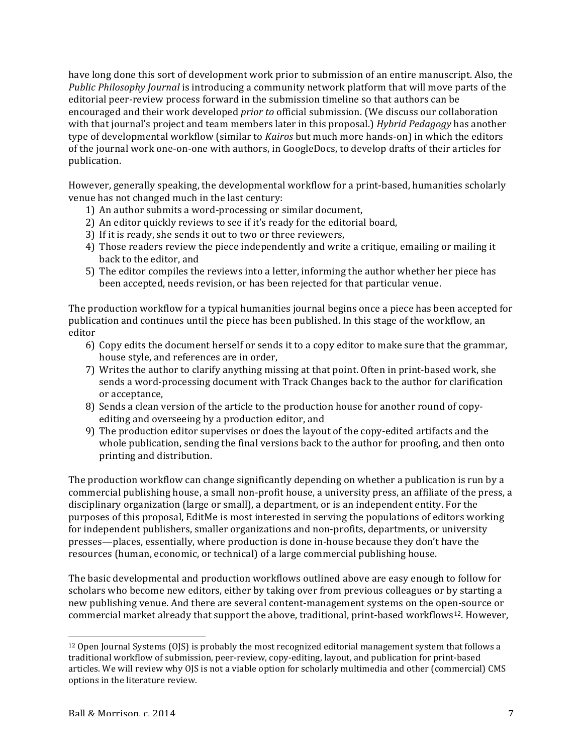have long done this sort of development work prior to submission of an entire manuscript. Also, the *Public Philosophy Journal* is introducing a community network platform that will move parts of the editorial peer-review process forward in the submission timeline so that authors can be encouraged and their work developed *prior to* official submission. (We discuss our collaboration with that journal's project and team members later in this proposal.) *Hybrid Pedagogy* has another type of developmental workflow (similar to *Kairos* but much more hands-on) in which the editors of the journal work one-on-one with authors, in GoogleDocs, to develop drafts of their articles for publication.

However, generally speaking, the developmental workflow for a print-based, humanities scholarly venue has not changed much in the last century:

1) An author submits a word-processing or similar document,
2) An editor quickly reviews to see if it's ready for the editorial board,
3) If it is ready, she sends it out to two or three reviewers,
4) Those readers review the piece independently and write a critique, emailing or mailing it back to the editor, and
5) The editor compiles the reviews into a letter, informing the author whether her piece has been accepted, needs revision, or has been rejected for that particular venue.

The production workflow for a typical humanities journal begins once a piece has been accepted for publication and continues until the piece has been published. In this stage of the workflow, an editor

6) Copy edits the document herself or sends it to a copy editor to make sure that the grammar, house style, and references are in order,
7) Writes the author to clarify anything missing at that point. Often in print-based work, she sends a word-processing document with Track Changes back to the author for clarification or acceptance,
8) Sends a clean version of the article to the production house for another round of copy-editing and overseeing by a production editor, and
9) The production editor supervises or does the layout of the copy-edited artifacts and the whole publication, sending the final versions back to the author for proofing, and then onto printing and distribution.

The production workflow can change significantly depending on whether a publication is run by a commercial publishing house, a small non-profit house, a university press, an affiliate of the press, a disciplinary organization (large or small), a department, or is an independent entity. For the purposes of this proposal, EditMe is most interested in serving the populations of editors working for independent publishers, smaller organizations and non-profits, departments, or university presses—places, essentially, where production is done in-house because they don't have the resources (human, economic, or technical) of a large commercial publishing house.

The basic developmental and production workflows outlined above are easy enough to follow for scholars who become new editors, either by taking over from previous colleagues or by starting a new publishing venue. And there are several content-management systems on the open-source or commercial market already that support the above, traditional, print-based workflows[12]. However,

---

[12] Open Journal Systems (OJS) is probably the most recognized editorial management system that follows a traditional workflow of submission, peer-review, copy-editing, layout, and publication for print-based articles. We will review why OJS is not a viable option for scholarly multimedia and other (commercial) CMS options in the literature review.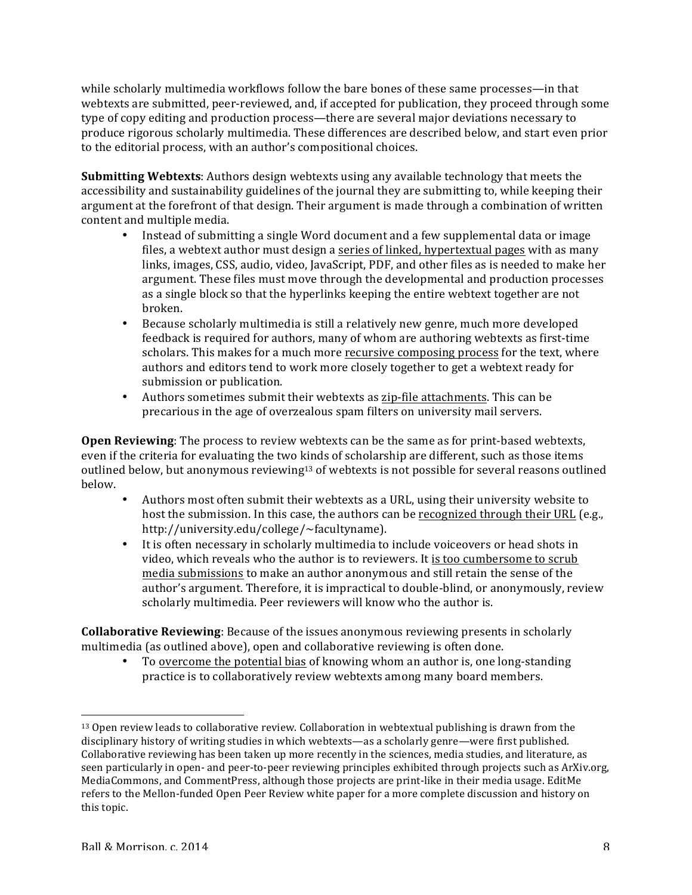while scholarly multimedia workflows follow the bare bones of these same processes—in that webtexts are submitted, peer-reviewed, and, if accepted for publication, they proceed through some type of copy editing and production process—there are several major deviations necessary to produce rigorous scholarly multimedia. These differences are described below, and start even prior to the editorial process, with an author's compositional choices.

**Submitting Webtexts**: Authors design webtexts using any available technology that meets the accessibility and sustainability guidelines of the journal they are submitting to, while keeping their argument at the forefront of that design. Their argument is made through a combination of written content and multiple media.

- Instead of submitting a single Word document and a few supplemental data or image files, a webtext author must design a series of linked, hypertextual pages with as many links, images, CSS, audio, video, JavaScript, PDF, and other files as is needed to make her argument. These files must move through the developmental and production processes as a single block so that the hyperlinks keeping the entire webtext together are not broken.
- Because scholarly multimedia is still a relatively new genre, much more developed feedback is required for authors, many of whom are authoring webtexts as first-time scholars. This makes for a much more recursive composing process for the text, where authors and editors tend to work more closely together to get a webtext ready for submission or publication.
- Authors sometimes submit their webtexts as zip-file attachments. This can be precarious in the age of overzealous spam filters on university mail servers.

**Open Reviewing**: The process to review webtexts can be the same as for print-based webtexts, even if the criteria for evaluating the two kinds of scholarship are different, such as those items outlined below, but anonymous reviewing[13] of webtexts is not possible for several reasons outlined below.

- Authors most often submit their webtexts as a URL, using their university website to host the submission. In this case, the authors can be recognized through their URL (e.g., http://university.edu/college/~facultyname).
- It is often necessary in scholarly multimedia to include voiceovers or head shots in video, which reveals who the author is to reviewers. It is too cumbersome to scrub media submissions to make an author anonymous and still retain the sense of the author's argument. Therefore, it is impractical to double-blind, or anonymously, review scholarly multimedia. Peer reviewers will know who the author is.

**Collaborative Reviewing**: Because of the issues anonymous reviewing presents in scholarly multimedia (as outlined above), open and collaborative reviewing is often done.

- To overcome the potential bias of knowing whom an author is, one long-standing practice is to collaboratively review webtexts among many board members.

---

[13] Open review leads to collaborative review. Collaboration in webtextual publishing is drawn from the disciplinary history of writing studies in which webtexts—as a scholarly genre—were first published. Collaborative reviewing has been taken up more recently in the sciences, media studies, and literature, as seen particularly in open- and peer-to-peer reviewing principles exhibited through projects such as ArXiv.org, MediaCommons, and CommentPress, although those projects are print-like in their media usage. EditMe refers to the Mellon-funded Open Peer Review white paper for a more complete discussion and history on this topic.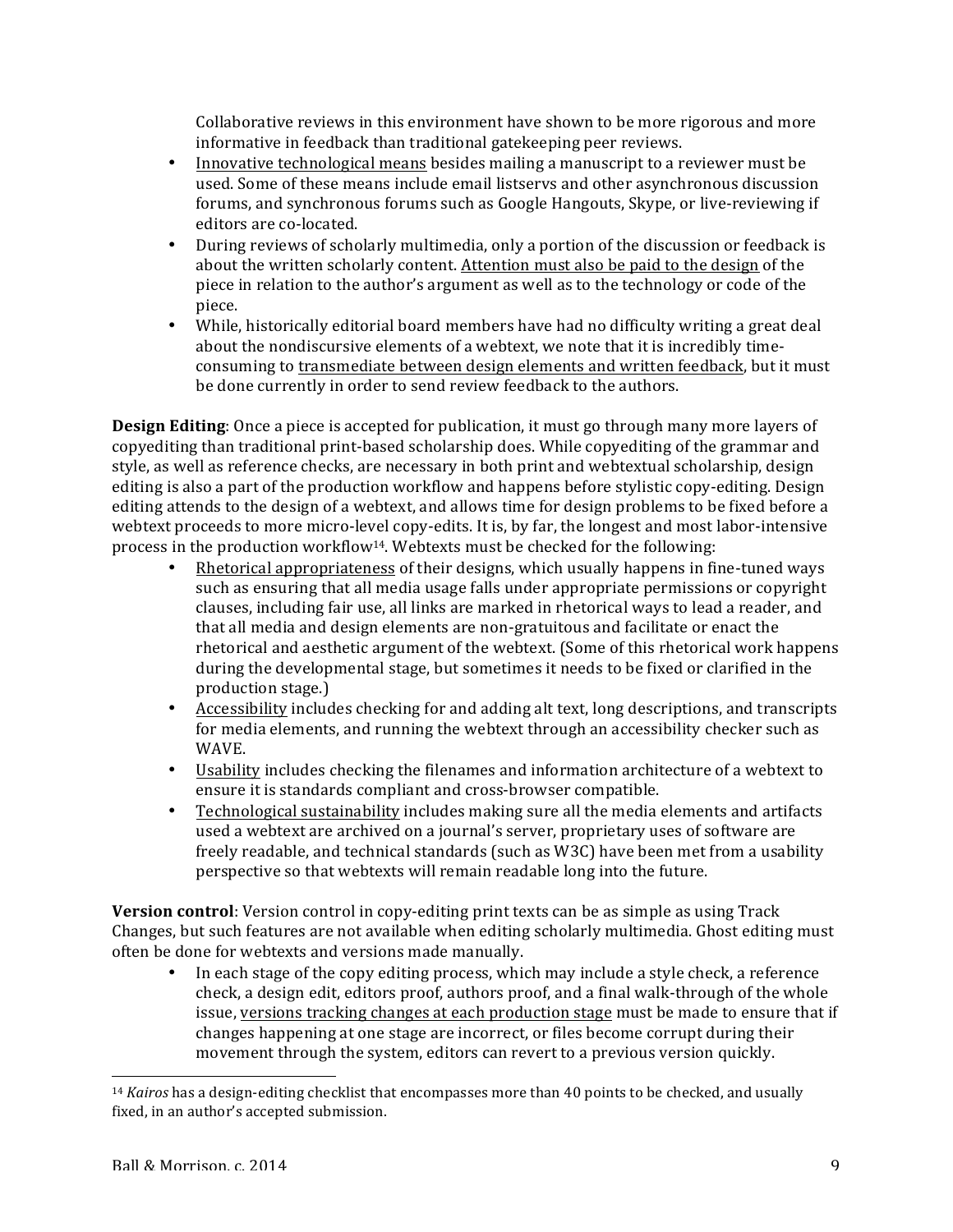Collaborative reviews in this environment have shown to be more rigorous and more informative in feedback than traditional gatekeeping peer reviews.

- Innovative technological means besides mailing a manuscript to a reviewer must be used. Some of these means include email listservs and other asynchronous discussion forums, and synchronous forums such as Google Hangouts, Skype, or live-reviewing if editors are co-located.
- During reviews of scholarly multimedia, only a portion of the discussion or feedback is about the written scholarly content. Attention must also be paid to the design of the piece in relation to the author's argument as well as to the technology or code of the piece.
- While, historically editorial board members have had no difficulty writing a great deal about the nondiscursive elements of a webtext, we note that it is incredibly time-consuming to transmediate between design elements and written feedback, but it must be done currently in order to send review feedback to the authors.

**Design Editing**: Once a piece is accepted for publication, it must go through many more layers of copyediting than traditional print-based scholarship does. While copyediting of the grammar and style, as well as reference checks, are necessary in both print and webtextual scholarship, design editing is also a part of the production workflow and happens before stylistic copy-editing. Design editing attends to the design of a webtext, and allows time for design problems to be fixed before a webtext proceeds to more micro-level copy-edits. It is, by far, the longest and most labor-intensive process in the production workflow[14]. Webtexts must be checked for the following:

- Rhetorical appropriateness of their designs, which usually happens in fine-tuned ways such as ensuring that all media usage falls under appropriate permissions or copyright clauses, including fair use, all links are marked in rhetorical ways to lead a reader, and that all media and design elements are non-gratuitous and facilitate or enact the rhetorical and aesthetic argument of the webtext. (Some of this rhetorical work happens during the developmental stage, but sometimes it needs to be fixed or clarified in the production stage.)
- Accessibility includes checking for and adding alt text, long descriptions, and transcripts for media elements, and running the webtext through an accessibility checker such as WAVE.
- Usability includes checking the filenames and information architecture of a webtext to ensure it is standards compliant and cross-browser compatible.
- Technological sustainability includes making sure all the media elements and artifacts used a webtext are archived on a journal's server, proprietary uses of software are freely readable, and technical standards (such as W3C) have been met from a usability perspective so that webtexts will remain readable long into the future.

**Version control**: Version control in copy-editing print texts can be as simple as using Track Changes, but such features are not available when editing scholarly multimedia. Ghost editing must often be done for webtexts and versions made manually.

- In each stage of the copy editing process, which may include a style check, a reference check, a design edit, editors proof, authors proof, and a final walk-through of the whole issue, versions tracking changes at each production stage must be made to ensure that if changes happening at one stage are incorrect, or files become corrupt during their movement through the system, editors can revert to a previous version quickly.

---

[14] *Kairos* has a design-editing checklist that encompasses more than 40 points to be checked, and usually fixed, in an author's accepted submission.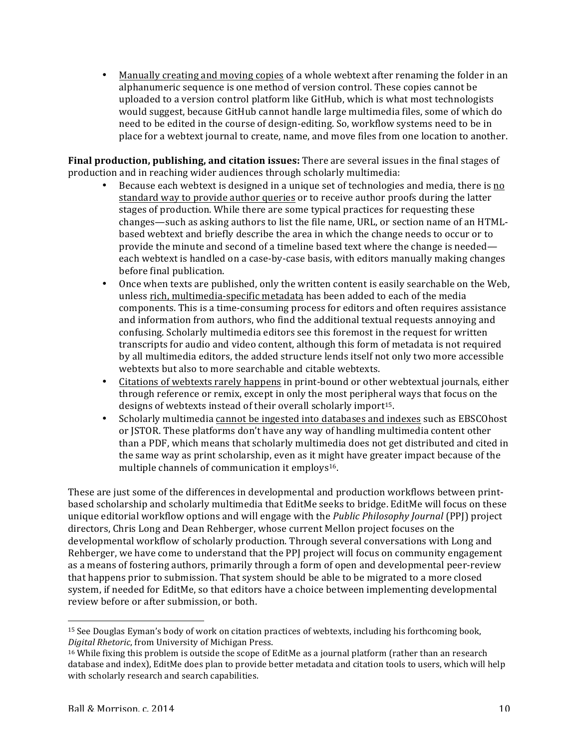- <u>Manually creating and moving copies</u> of a whole webtext after renaming the folder in an alphanumeric sequence is one method of version control. These copies cannot be uploaded to a version control platform like GitHub, which is what most technologists would suggest, because GitHub cannot handle large multimedia files, some of which do need to be edited in the course of design-editing. So, workflow systems need to be in place for a webtext journal to create, name, and move files from one location to another.

**Final production, publishing, and citation issues:** There are several issues in the final stages of production and in reaching wider audiences through scholarly multimedia:

- Because each webtext is designed in a unique set of technologies and media, there is <u>no standard way to provide author queries</u> or to receive author proofs during the latter stages of production. While there are some typical practices for requesting these changes—such as asking authors to list the file name, URL, or section name of an HTML-based webtext and briefly describe the area in which the change needs to occur or to provide the minute and second of a timeline based text where the change is needed—each webtext is handled on a case-by-case basis, with editors manually making changes before final publication.
- Once when texts are published, only the written content is easily searchable on the Web, unless <u>rich, multimedia-specific metadata</u> has been added to each of the media components. This is a time-consuming process for editors and often requires assistance and information from authors, who find the additional textual requests annoying and confusing. Scholarly multimedia editors see this foremost in the request for written transcripts for audio and video content, although this form of metadata is not required by all multimedia editors, the added structure lends itself not only two more accessible webtexts but also to more searchable and citable webtexts.
- <u>Citations of webtexts rarely happens</u> in print-bound or other webtextual journals, either through reference or remix, except in only the most peripheral ways that focus on the designs of webtexts instead of their overall scholarly import[15].
- Scholarly multimedia <u>cannot be ingested into databases and indexes</u> such as EBSCOhost or JSTOR. These platforms don't have any way of handling multimedia content other than a PDF, which means that scholarly multimedia does not get distributed and cited in the same way as print scholarship, even as it might have greater impact because of the multiple channels of communication it employs[16].

These are just some of the differences in developmental and production workflows between print-based scholarship and scholarly multimedia that EditMe seeks to bridge. EditMe will focus on these unique editorial workflow options and will engage with the *Public Philosophy Journal* (PPJ) project directors, Chris Long and Dean Rehberger, whose current Mellon project focuses on the developmental workflow of scholarly production. Through several conversations with Long and Rehberger, we have come to understand that the PPJ project will focus on community engagement as a means of fostering authors, primarily through a form of open and developmental peer-review that happens prior to submission. That system should be able to be migrated to a more closed system, if needed for EditMe, so that editors have a choice between implementing developmental review before or after submission, or both.

---

[15] See Douglas Eyman's body of work on citation practices of webtexts, including his forthcoming book, *Digital Rhetoric*, from University of Michigan Press.

[16] While fixing this problem is outside the scope of EditMe as a journal platform (rather than an research database and index), EditMe does plan to provide better metadata and citation tools to users, which will help with scholarly research and search capabilities.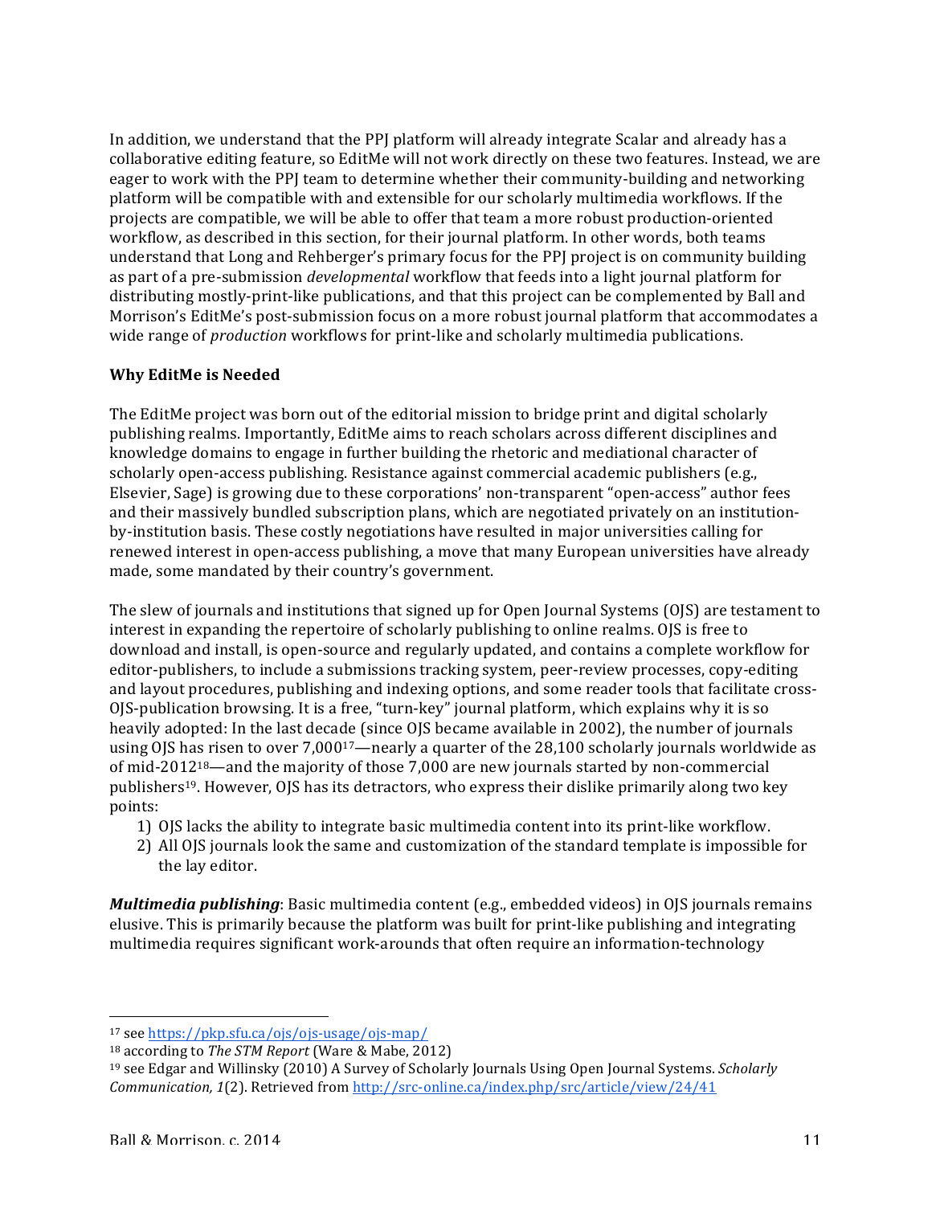In addition, we understand that the PPJ platform will already integrate Scalar and already has a collaborative editing feature, so EditMe will not work directly on these two features. Instead, we are eager to work with the PPJ team to determine whether their community-building and networking platform will be compatible with and extensible for our scholarly multimedia workflows. If the projects are compatible, we will be able to offer that team a more robust production-oriented workflow, as described in this section, for their journal platform. In other words, both teams understand that Long and Rehberger's primary focus for the PPJ project is on community building as part of a pre-submission *developmental* workflow that feeds into a light journal platform for distributing mostly-print-like publications, and that this project can be complemented by Ball and Morrison's EditMe's post-submission focus on a more robust journal platform that accommodates a wide range of *production* workflows for print-like and scholarly multimedia publications.

**Why EditMe is Needed**

The EditMe project was born out of the editorial mission to bridge print and digital scholarly publishing realms. Importantly, EditMe aims to reach scholars across different disciplines and knowledge domains to engage in further building the rhetoric and mediational character of scholarly open-access publishing. Resistance against commercial academic publishers (e.g., Elsevier, Sage) is growing due to these corporations' non-transparent "open-access" author fees and their massively bundled subscription plans, which are negotiated privately on an institution-by-institution basis. These costly negotiations have resulted in major universities calling for renewed interest in open-access publishing, a move that many European universities have already made, some mandated by their country's government.

The slew of journals and institutions that signed up for Open Journal Systems (OJS) are testament to interest in expanding the repertoire of scholarly publishing to online realms. OJS is free to download and install, is open-source and regularly updated, and contains a complete workflow for editor-publishers, to include a submissions tracking system, peer-review processes, copy-editing and layout procedures, publishing and indexing options, and some reader tools that facilitate cross-OJS-publication browsing. It is a free, "turn-key" journal platform, which explains why it is so heavily adopted: In the last decade (since OJS became available in 2002), the number of journals using OJS has risen to over 7,000[17]—nearly a quarter of the 28,100 scholarly journals worldwide as of mid-2012[18]—and the majority of those 7,000 are new journals started by non-commercial publishers[19]. However, OJS has its detractors, who express their dislike primarily along two key points:

1) OJS lacks the ability to integrate basic multimedia content into its print-like workflow.
2) All OJS journals look the same and customization of the standard template is impossible for the lay editor.

***Multimedia publishing***: Basic multimedia content (e.g., embedded videos) in OJS journals remains elusive. This is primarily because the platform was built for print-like publishing and integrating multimedia requires significant work-arounds that often require an information-technology

---

[17] see https://pkp.sfu.ca/ojs/ojs-usage/ojs-map/

[18] according to *The STM Report* (Ware & Mabe, 2012)

[19] see Edgar and Willinsky (2010) A Survey of Scholarly Journals Using Open Journal Systems. *Scholarly Communication, 1*(2). Retrieved from http://src-online.ca/index.php/src/article/view/24/41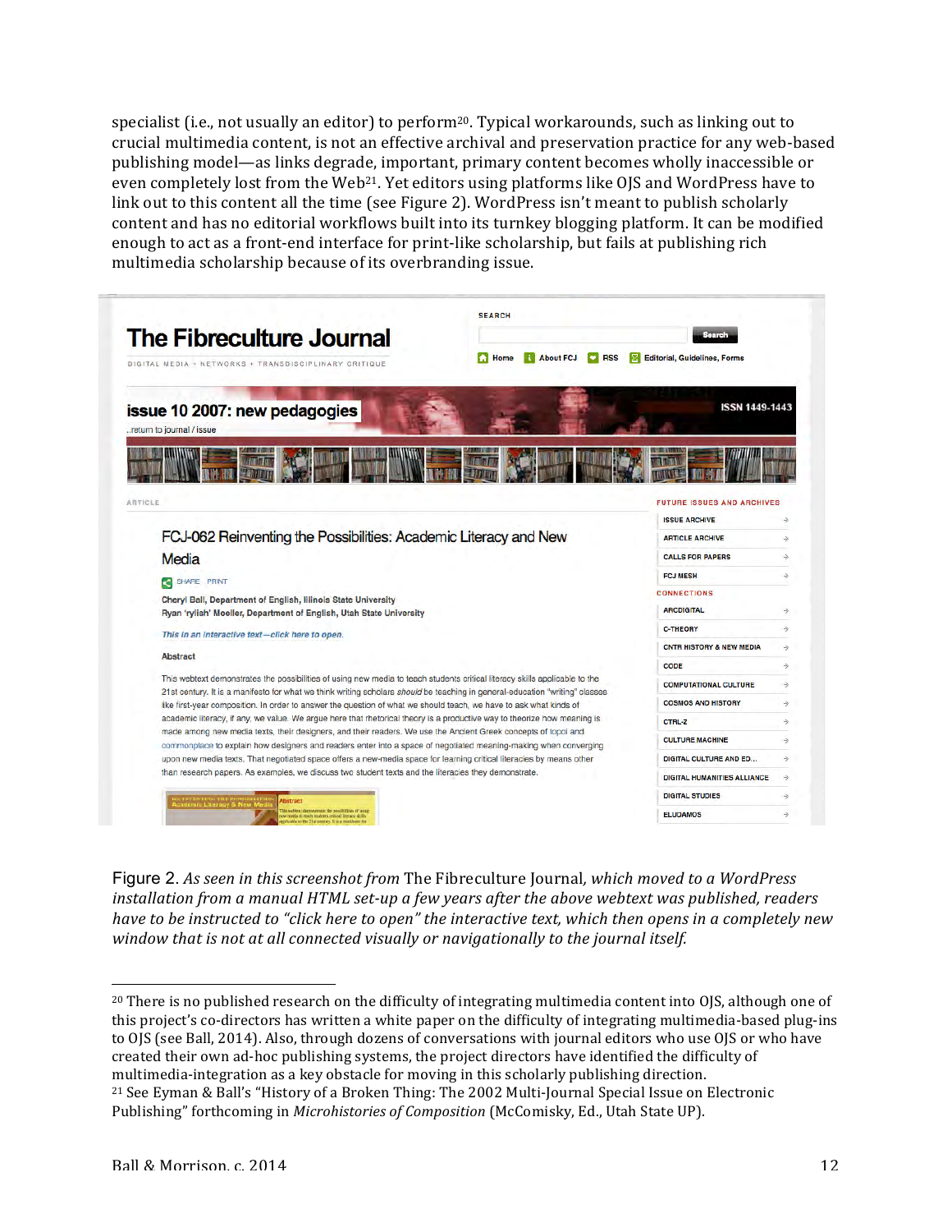specialist (i.e., not usually an editor) to perform[20]. Typical workarounds, such as linking out to crucial multimedia content, is not an effective archival and preservation practice for any web-based publishing model—as links degrade, important, primary content becomes wholly inaccessible or even completely lost from the Web[21]. Yet editors using platforms like OJS and WordPress have to link out to this content all the time (see Figure 2). WordPress isn't meant to publish scholarly content and has no editorial workflows built into its turnkey blogging platform. It can be modified enough to act as a front-end interface for print-like scholarship, but fails at publishing rich multimedia scholarship because of its overbranding issue.

Figure 2. *As seen in this screenshot from* The Fibreculture Journal, *which moved to a WordPress installation from a manual HTML set-up a few years after the above webtext was published, readers have to be instructed to "click here to open" the interactive text, which then opens in a completely new window that is not at all connected visually or navigationally to the journal itself.*

---

[20] There is no published research on the difficulty of integrating multimedia content into OJS, although one of this project's co-directors has written a white paper on the difficulty of integrating multimedia-based plug-ins to OJS (see Ball, 2014). Also, through dozens of conversations with journal editors who use OJS or who have created their own ad-hoc publishing systems, the project directors have identified the difficulty of multimedia-integration as a key obstacle for moving in this scholarly publishing direction.

[21] See Eyman & Ball's "History of a Broken Thing: The 2002 Multi-Journal Special Issue on Electronic Publishing" forthcoming in *Microhistories of Composition* (McComisky, Ed., Utah State UP).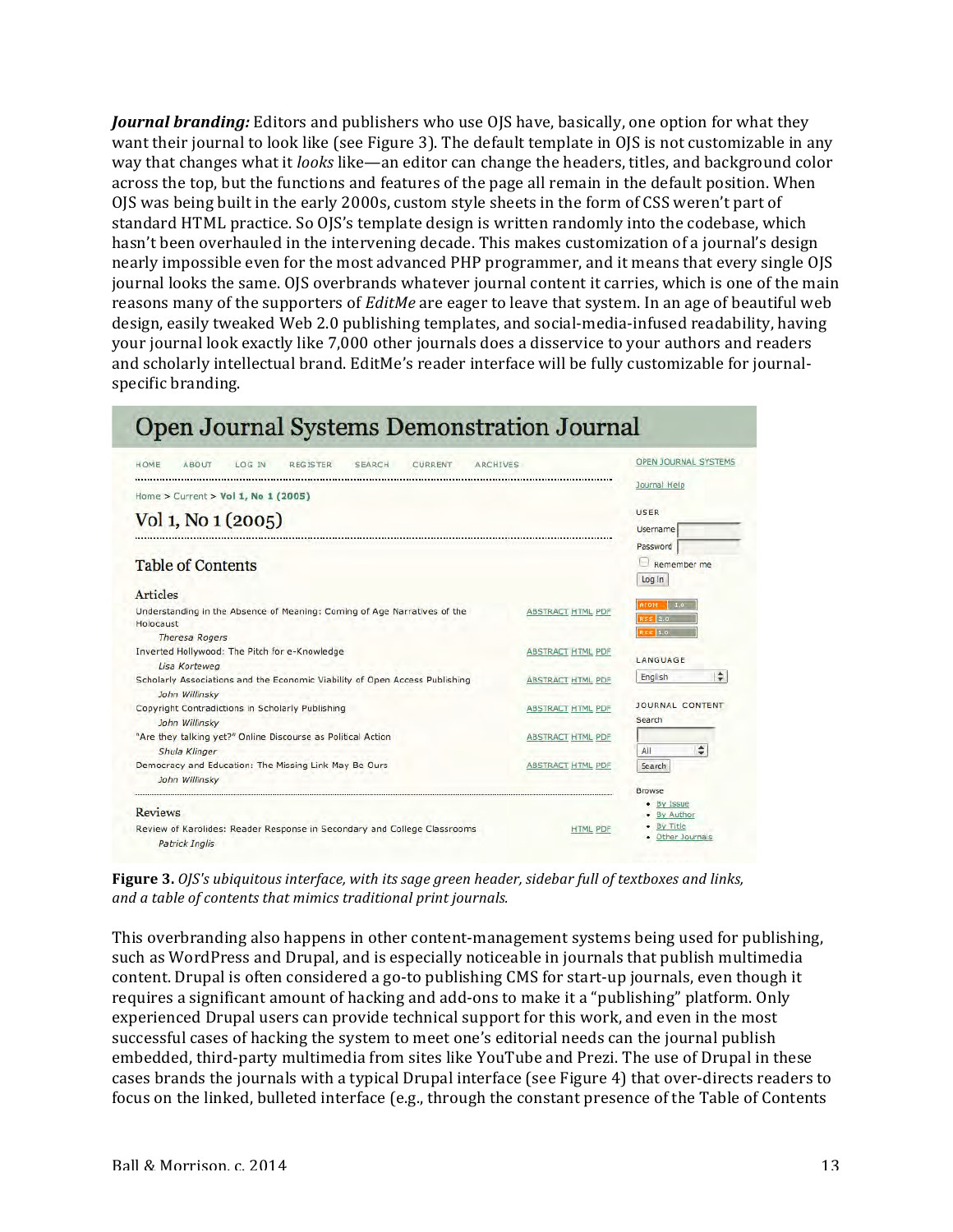***Journal branding:*** Editors and publishers who use OJS have, basically, one option for what they want their journal to look like (see Figure 3). The default template in OJS is not customizable in any way that changes what it *looks* like—an editor can change the headers, titles, and background color across the top, but the functions and features of the page all remain in the default position. When OJS was being built in the early 2000s, custom style sheets in the form of CSS weren't part of standard HTML practice. So OJS's template design is written randomly into the codebase, which hasn't been overhauled in the intervening decade. This makes customization of a journal's design nearly impossible even for the most advanced PHP programmer, and it means that every single OJS journal looks the same. OJS overbrands whatever journal content it carries, which is one of the main reasons many of the supporters of *EditMe* are eager to leave that system. In an age of beautiful web design, easily tweaked Web 2.0 publishing templates, and social-media-infused readability, having your journal look exactly like 7,000 other journals does a disservice to your authors and readers and scholarly intellectual brand. EditMe's reader interface will be fully customizable for journal-specific branding.

**Figure 3.** *OJS's ubiquitous interface, with its sage green header, sidebar full of textboxes and links, and a table of contents that mimics traditional print journals.*

This overbranding also happens in other content-management systems being used for publishing, such as WordPress and Drupal, and is especially noticeable in journals that publish multimedia content. Drupal is often considered a go-to publishing CMS for start-up journals, even though it requires a significant amount of hacking and add-ons to make it a "publishing" platform. Only experienced Drupal users can provide technical support for this work, and even in the most successful cases of hacking the system to meet one's editorial needs can the journal publish embedded, third-party multimedia from sites like YouTube and Prezi. The use of Drupal in these cases brands the journals with a typical Drupal interface (see Figure 4) that over-directs readers to focus on the linked, bulleted interface (e.g., through the constant presence of the Table of Contents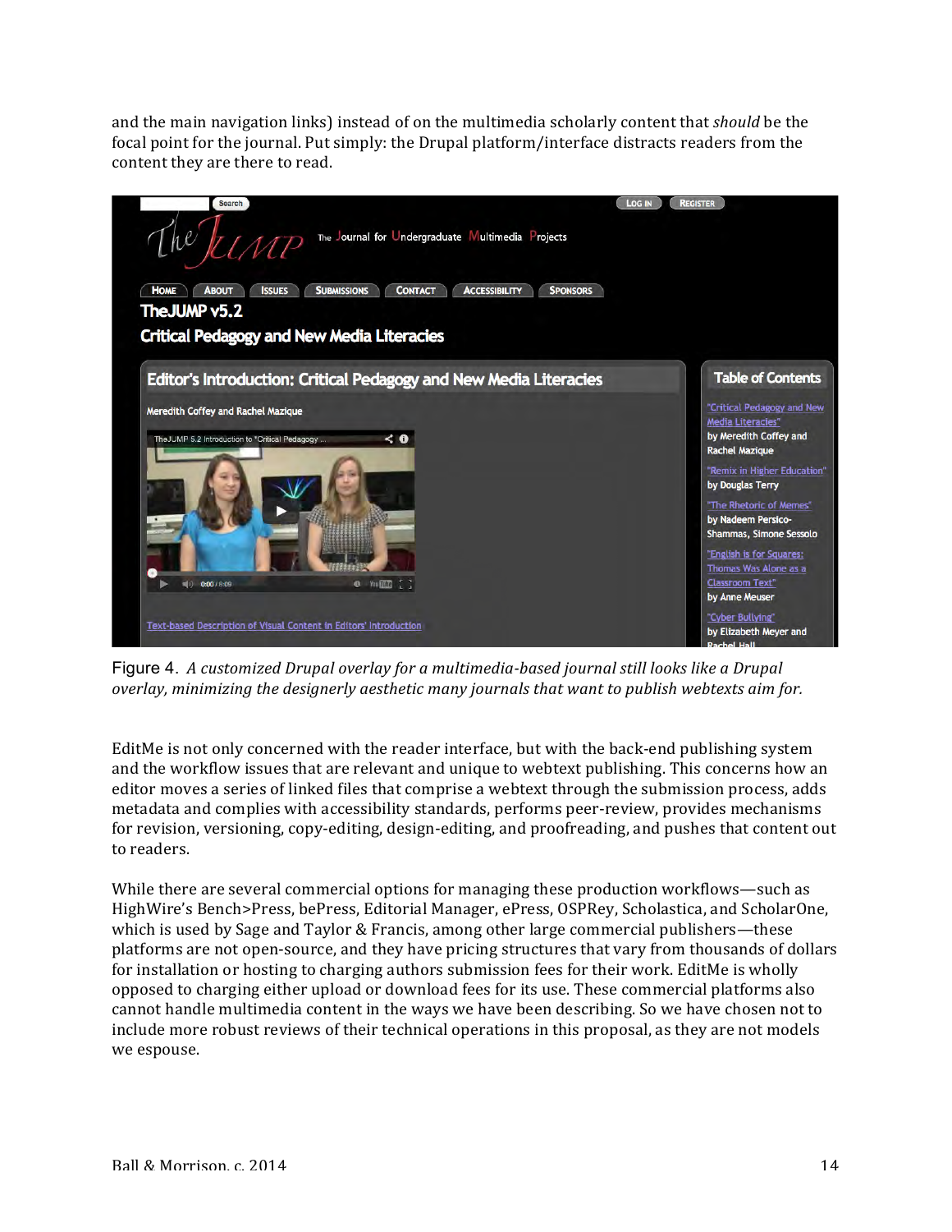and the main navigation links) instead of on the multimedia scholarly content that *should* be the focal point for the journal. Put simply: the Drupal platform/interface distracts readers from the content they are there to read.

Figure 4. *A customized Drupal overlay for a multimedia-based journal still looks like a Drupal overlay, minimizing the designerly aesthetic many journals that want to publish webtexts aim for.*

EditMe is not only concerned with the reader interface, but with the back-end publishing system and the workflow issues that are relevant and unique to webtext publishing. This concerns how an editor moves a series of linked files that comprise a webtext through the submission process, adds metadata and complies with accessibility standards, performs peer-review, provides mechanisms for revision, versioning, copy-editing, design-editing, and proofreading, and pushes that content out to readers.

While there are several commercial options for managing these production workflows—such as HighWire's Bench>Press, bePress, Editorial Manager, ePress, OSPRey, Scholastica, and ScholarOne, which is used by Sage and Taylor & Francis, among other large commercial publishers—these platforms are not open-source, and they have pricing structures that vary from thousands of dollars for installation or hosting to charging authors submission fees for their work. EditMe is wholly opposed to charging either upload or download fees for its use. These commercial platforms also cannot handle multimedia content in the ways we have been describing. So we have chosen not to include more robust reviews of their technical operations in this proposal, as they are not models we espouse.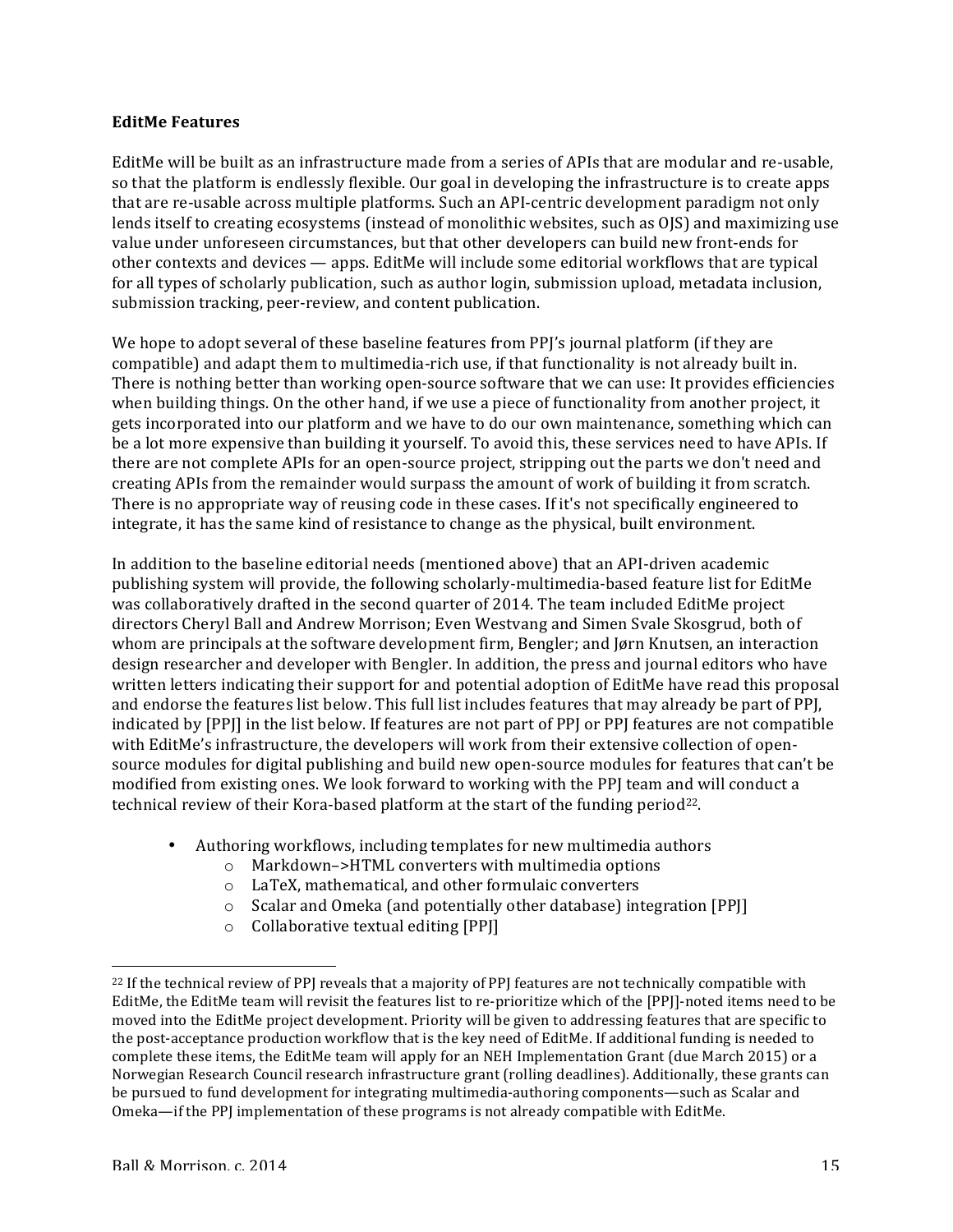**EditMe Features**

EditMe will be built as an infrastructure made from a series of APIs that are modular and re-usable, so that the platform is endlessly flexible. Our goal in developing the infrastructure is to create apps that are re-usable across multiple platforms. Such an API-centric development paradigm not only lends itself to creating ecosystems (instead of monolithic websites, such as OJS) and maximizing use value under unforeseen circumstances, but that other developers can build new front-ends for other contexts and devices — apps. EditMe will include some editorial workflows that are typical for all types of scholarly publication, such as author login, submission upload, metadata inclusion, submission tracking, peer-review, and content publication.

We hope to adopt several of these baseline features from PPJ's journal platform (if they are compatible) and adapt them to multimedia-rich use, if that functionality is not already built in. There is nothing better than working open-source software that we can use: It provides efficiencies when building things. On the other hand, if we use a piece of functionality from another project, it gets incorporated into our platform and we have to do our own maintenance, something which can be a lot more expensive than building it yourself. To avoid this, these services need to have APIs. If there are not complete APIs for an open-source project, stripping out the parts we don't need and creating APIs from the remainder would surpass the amount of work of building it from scratch. There is no appropriate way of reusing code in these cases. If it's not specifically engineered to integrate, it has the same kind of resistance to change as the physical, built environment.

In addition to the baseline editorial needs (mentioned above) that an API-driven academic publishing system will provide, the following scholarly-multimedia-based feature list for EditMe was collaboratively drafted in the second quarter of 2014. The team included EditMe project directors Cheryl Ball and Andrew Morrison; Even Westvang and Simen Svale Skosgrud, both of whom are principals at the software development firm, Bengler; and Jørn Knutsen, an interaction design researcher and developer with Bengler. In addition, the press and journal editors who have written letters indicating their support for and potential adoption of EditMe have read this proposal and endorse the features list below. This full list includes features that may already be part of PPJ, indicated by [PPJ] in the list below. If features are not part of PPJ or PPJ features are not compatible with EditMe's infrastructure, the developers will work from their extensive collection of open-source modules for digital publishing and build new open-source modules for features that can't be modified from existing ones. We look forward to working with the PPJ team and will conduct a technical review of their Kora-based platform at the start of the funding period[22].

- Authoring workflows, including templates for new multimedia authors
  - Markdown–>HTML converters with multimedia options
  - LaTeX, mathematical, and other formulaic converters
  - Scalar and Omeka (and potentially other database) integration [PPJ]
  - Collaborative textual editing [PPJ]

---

[22] If the technical review of PPJ reveals that a majority of PPJ features are not technically compatible with EditMe, the EditMe team will revisit the features list to re-prioritize which of the [PPJ]-noted items need to be moved into the EditMe project development. Priority will be given to addressing features that are specific to the post-acceptance production workflow that is the key need of EditMe. If additional funding is needed to complete these items, the EditMe team will apply for an NEH Implementation Grant (due March 2015) or a Norwegian Research Council research infrastructure grant (rolling deadlines). Additionally, these grants can be pursued to fund development for integrating multimedia-authoring components—such as Scalar and Omeka—if the PPJ implementation of these programs is not already compatible with EditMe.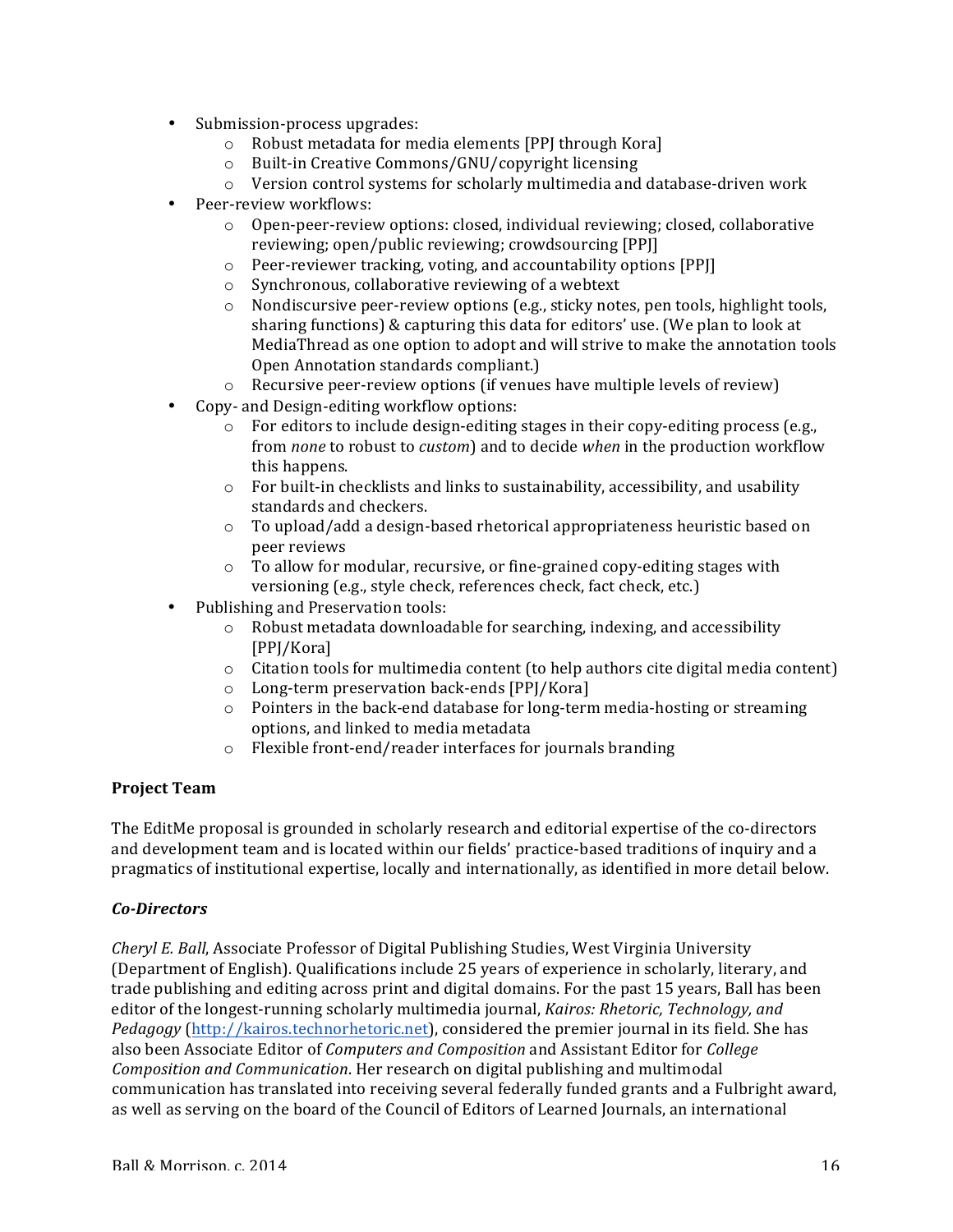- Submission-process upgrades:
  - Robust metadata for media elements [PPJ through Kora]
  - Built-in Creative Commons/GNU/copyright licensing
  - Version control systems for scholarly multimedia and database-driven work
- Peer-review workflows:
  - Open-peer-review options: closed, individual reviewing; closed, collaborative reviewing; open/public reviewing; crowdsourcing [PPJ]
  - Peer-reviewer tracking, voting, and accountability options [PPJ]
  - Synchronous, collaborative reviewing of a webtext
  - Nondiscursive peer-review options (e.g., sticky notes, pen tools, highlight tools, sharing functions) & capturing this data for editors' use. (We plan to look at MediaThread as one option to adopt and will strive to make the annotation tools Open Annotation standards compliant.)
  - Recursive peer-review options (if venues have multiple levels of review)
- Copy- and Design-editing workflow options:
  - For editors to include design-editing stages in their copy-editing process (e.g., from *none* to robust to *custom*) and to decide *when* in the production workflow this happens.
  - For built-in checklists and links to sustainability, accessibility, and usability standards and checkers.
  - To upload/add a design-based rhetorical appropriateness heuristic based on peer reviews
  - To allow for modular, recursive, or fine-grained copy-editing stages with versioning (e.g., style check, references check, fact check, etc.)
- Publishing and Preservation tools:
  - Robust metadata downloadable for searching, indexing, and accessibility [PPJ/Kora]
  - Citation tools for multimedia content (to help authors cite digital media content)
  - Long-term preservation back-ends [PPJ/Kora]
  - Pointers in the back-end database for long-term media-hosting or streaming options, and linked to media metadata
  - Flexible front-end/reader interfaces for journals branding

**Project Team**

The EditMe proposal is grounded in scholarly research and editorial expertise of the co-directors and development team and is located within our fields' practice-based traditions of inquiry and a pragmatics of institutional expertise, locally and internationally, as identified in more detail below.

***Co-Directors***

*Cheryl E. Ball*, Associate Professor of Digital Publishing Studies, West Virginia University (Department of English). Qualifications include 25 years of experience in scholarly, literary, and trade publishing and editing across print and digital domains. For the past 15 years, Ball has been editor of the longest-running scholarly multimedia journal, *Kairos: Rhetoric, Technology, and Pedagogy* (http://kairos.technorhetoric.net), considered the premier journal in its field. She has also been Associate Editor of *Computers and Composition* and Assistant Editor for *College Composition and Communication*. Her research on digital publishing and multimodal communication has translated into receiving several federally funded grants and a Fulbright award, as well as serving on the board of the Council of Editors of Learned Journals, an international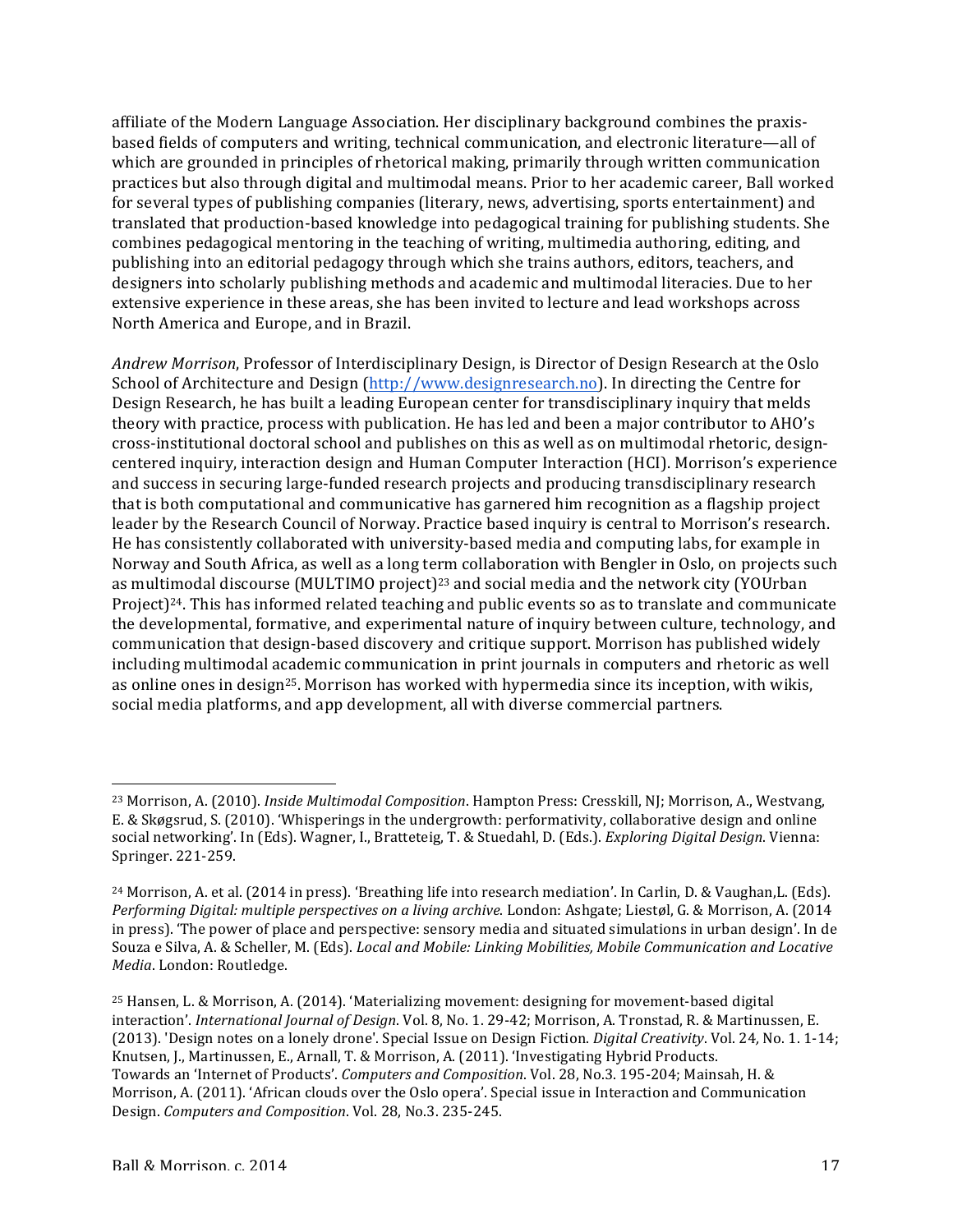affiliate of the Modern Language Association. Her disciplinary background combines the praxis-based fields of computers and writing, technical communication, and electronic literature—all of which are grounded in principles of rhetorical making, primarily through written communication practices but also through digital and multimodal means. Prior to her academic career, Ball worked for several types of publishing companies (literary, news, advertising, sports entertainment) and translated that production-based knowledge into pedagogical training for publishing students. She combines pedagogical mentoring in the teaching of writing, multimedia authoring, editing, and publishing into an editorial pedagogy through which she trains authors, editors, teachers, and designers into scholarly publishing methods and academic and multimodal literacies. Due to her extensive experience in these areas, she has been invited to lecture and lead workshops across North America and Europe, and in Brazil.

*Andrew Morrison*, Professor of Interdisciplinary Design, is Director of Design Research at the Oslo School of Architecture and Design (http://www.designresearch.no). In directing the Centre for Design Research, he has built a leading European center for transdisciplinary inquiry that melds theory with practice, process with publication. He has led and been a major contributor to AHO's cross-institutional doctoral school and publishes on this as well as on multimodal rhetoric, design-centered inquiry, interaction design and Human Computer Interaction (HCI). Morrison's experience and success in securing large-funded research projects and producing transdisciplinary research that is both computational and communicative has garnered him recognition as a flagship project leader by the Research Council of Norway. Practice based inquiry is central to Morrison's research. He has consistently collaborated with university-based media and computing labs, for example in Norway and South Africa, as well as a long term collaboration with Bengler in Oslo, on projects such as multimodal discourse (MULTIMO project)[23] and social media and the network city (YOUrban Project)[24]. This has informed related teaching and public events so as to translate and communicate the developmental, formative, and experimental nature of inquiry between culture, technology, and communication that design-based discovery and critique support. Morrison has published widely including multimodal academic communication in print journals in computers and rhetoric as well as online ones in design[25]. Morrison has worked with hypermedia since its inception, with wikis, social media platforms, and app development, all with diverse commercial partners.

---

[23] Morrison, A. (2010). *Inside Multimodal Composition*. Hampton Press: Cresskill, NJ; Morrison, A., Westvang, E. & Skøgsrud, S. (2010). 'Whisperings in the undergrowth: performativity, collaborative design and online social networking'. In (Eds). Wagner, I., Bratteteig, T. & Stuedahl, D. (Eds.). *Exploring Digital Design*. Vienna: Springer. 221-259.

[24] Morrison, A. et al. (2014 in press). 'Breathing life into research mediation'. In Carlin, D. & Vaughan,L. (Eds). *Performing Digital: multiple perspectives on a living archive*. London: Ashgate; Liestøl, G. & Morrison, A. (2014 in press). 'The power of place and perspective: sensory media and situated simulations in urban design'. In de Souza e Silva, A. & Scheller, M. (Eds). *Local and Mobile: Linking Mobilities, Mobile Communication and Locative Media*. London: Routledge.

[25] Hansen, L. & Morrison, A. (2014). 'Materializing movement: designing for movement-based digital interaction'. *International Journal of Design*. Vol. 8, No. 1. 29-42; Morrison, A. Tronstad, R. & Martinussen, E. (2013). 'Design notes on a lonely drone'. Special Issue on Design Fiction. *Digital Creativity*. Vol. 24, No. 1. 1-14; Knutsen, J., Martinussen, E., Arnall, T. & Morrison, A. (2011). 'Investigating Hybrid Products. Towards an 'Internet of Products'. *Computers and Composition*. Vol. 28, No.3. 195-204; Mainsah, H. & Morrison, A. (2011). 'African clouds over the Oslo opera'. Special issue in Interaction and Communication Design. *Computers and Composition*. Vol. 28, No.3. 235-245.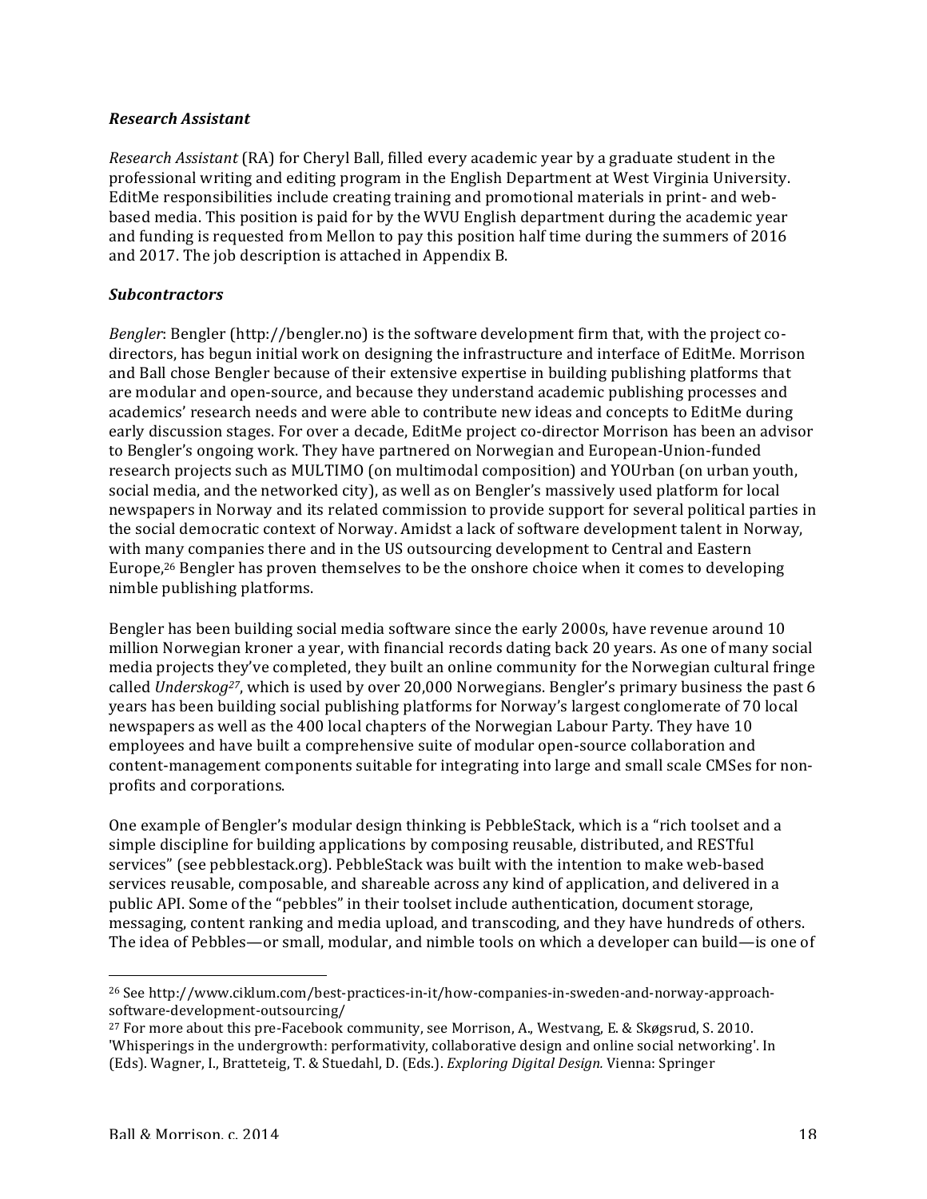### *Research Assistant*

*Research Assistant* (RA) for Cheryl Ball, filled every academic year by a graduate student in the professional writing and editing program in the English Department at West Virginia University. EditMe responsibilities include creating training and promotional materials in print- and web-based media. This position is paid for by the WVU English department during the academic year and funding is requested from Mellon to pay this position half time during the summers of 2016 and 2017. The job description is attached in Appendix B.

### *Subcontractors*

*Bengler*: Bengler (http://bengler.no) is the software development firm that, with the project co-directors, has begun initial work on designing the infrastructure and interface of EditMe. Morrison and Ball chose Bengler because of their extensive expertise in building publishing platforms that are modular and open-source, and because they understand academic publishing processes and academics' research needs and were able to contribute new ideas and concepts to EditMe during early discussion stages. For over a decade, EditMe project co-director Morrison has been an advisor to Bengler's ongoing work. They have partnered on Norwegian and European-Union-funded research projects such as MULTIMO (on multimodal composition) and YOUrban (on urban youth, social media, and the networked city), as well as on Bengler's massively used platform for local newspapers in Norway and its related commission to provide support for several political parties in the social democratic context of Norway. Amidst a lack of software development talent in Norway, with many companies there and in the US outsourcing development to Central and Eastern Europe,[26] Bengler has proven themselves to be the onshore choice when it comes to developing nimble publishing platforms.

Bengler has been building social media software since the early 2000s, have revenue around 10 million Norwegian kroner a year, with financial records dating back 20 years. As one of many social media projects they've completed, they built an online community for the Norwegian cultural fringe called *Underskog*[27], which is used by over 20,000 Norwegians. Bengler's primary business the past 6 years has been building social publishing platforms for Norway's largest conglomerate of 70 local newspapers as well as the 400 local chapters of the Norwegian Labour Party. They have 10 employees and have built a comprehensive suite of modular open-source collaboration and content-management components suitable for integrating into large and small scale CMSes for non-profits and corporations.

One example of Bengler's modular design thinking is PebbleStack, which is a "rich toolset and a simple discipline for building applications by composing reusable, distributed, and RESTful services" (see pebblestack.org). PebbleStack was built with the intention to make web-based services reusable, composable, and shareable across any kind of application, and delivered in a public API. Some of the "pebbles" in their toolset include authentication, document storage, messaging, content ranking and media upload, and transcoding, and they have hundreds of others. The idea of Pebbles—or small, modular, and nimble tools on which a developer can build—is one of

---

[26] See http://www.ciklum.com/best-practices-in-it/how-companies-in-sweden-and-norway-approach-software-development-outsourcing/

[27] For more about this pre-Facebook community, see Morrison, A., Westvang, E. & Skøgsrud, S. 2010. 'Whisperings in the undergrowth: performativity, collaborative design and online social networking'. In (Eds). Wagner, I., Bratteteig, T. & Stuedahl, D. (Eds.). *Exploring Digital Design.* Vienna: Springer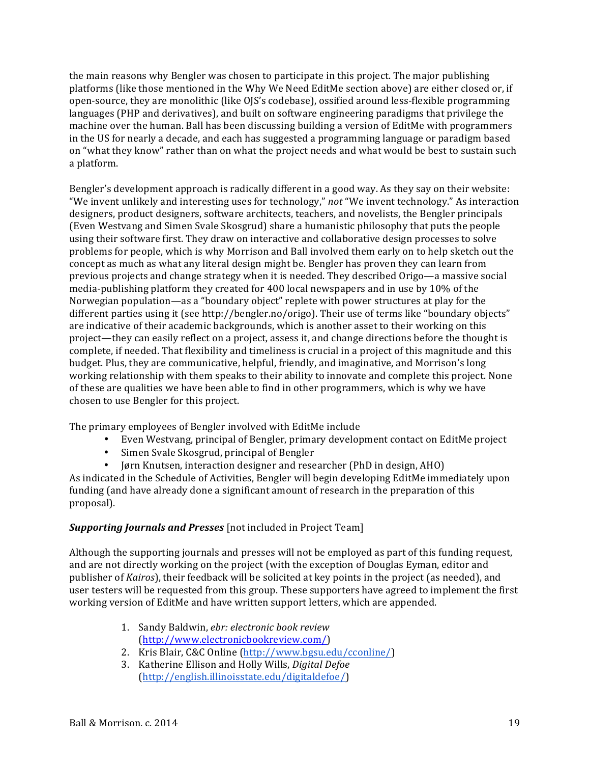the main reasons why Bengler was chosen to participate in this project. The major publishing platforms (like those mentioned in the Why We Need EditMe section above) are either closed or, if open-source, they are monolithic (like OJS's codebase), ossified around less-flexible programming languages (PHP and derivatives), and built on software engineering paradigms that privilege the machine over the human. Ball has been discussing building a version of EditMe with programmers in the US for nearly a decade, and each has suggested a programming language or paradigm based on "what they know" rather than on what the project needs and what would be best to sustain such a platform.

Bengler's development approach is radically different in a good way. As they say on their website: "We invent unlikely and interesting uses for technology," *not* "We invent technology." As interaction designers, product designers, software architects, teachers, and novelists, the Bengler principals (Even Westvang and Simen Svale Skosgrud) share a humanistic philosophy that puts the people using their software first. They draw on interactive and collaborative design processes to solve problems for people, which is why Morrison and Ball involved them early on to help sketch out the concept as much as what any literal design might be. Bengler has proven they can learn from previous projects and change strategy when it is needed. They described Origo—a massive social media-publishing platform they created for 400 local newspapers and in use by 10% of the Norwegian population—as a "boundary object" replete with power structures at play for the different parties using it (see http://bengler.no/origo). Their use of terms like "boundary objects" are indicative of their academic backgrounds, which is another asset to their working on this project—they can easily reflect on a project, assess it, and change directions before the thought is complete, if needed. That flexibility and timeliness is crucial in a project of this magnitude and this budget. Plus, they are communicative, helpful, friendly, and imaginative, and Morrison's long working relationship with them speaks to their ability to innovate and complete this project. None of these are qualities we have been able to find in other programmers, which is why we have chosen to use Bengler for this project.

The primary employees of Bengler involved with EditMe include

- Even Westvang, principal of Bengler, primary development contact on EditMe project
- Simen Svale Skosgrud, principal of Bengler
- Jørn Knutsen, interaction designer and researcher (PhD in design, AHO)

As indicated in the Schedule of Activities, Bengler will begin developing EditMe immediately upon funding (and have already done a significant amount of research in the preparation of this proposal).

***Supporting Journals and Presses*** [not included in Project Team]

Although the supporting journals and presses will not be employed as part of this funding request, and are not directly working on the project (with the exception of Douglas Eyman, editor and publisher of *Kairos*), their feedback will be solicited at key points in the project (as needed), and user testers will be requested from this group. These supporters have agreed to implement the first working version of EditMe and have written support letters, which are appended.

1. Sandy Baldwin, *ebr: electronic book review* (http://www.electronicbookreview.com/)
2. Kris Blair, C&C Online (http://www.bgsu.edu/cconline/)
3. Katherine Ellison and Holly Wills, *Digital Defoe* (http://english.illinoisstate.edu/digitaldefoe/)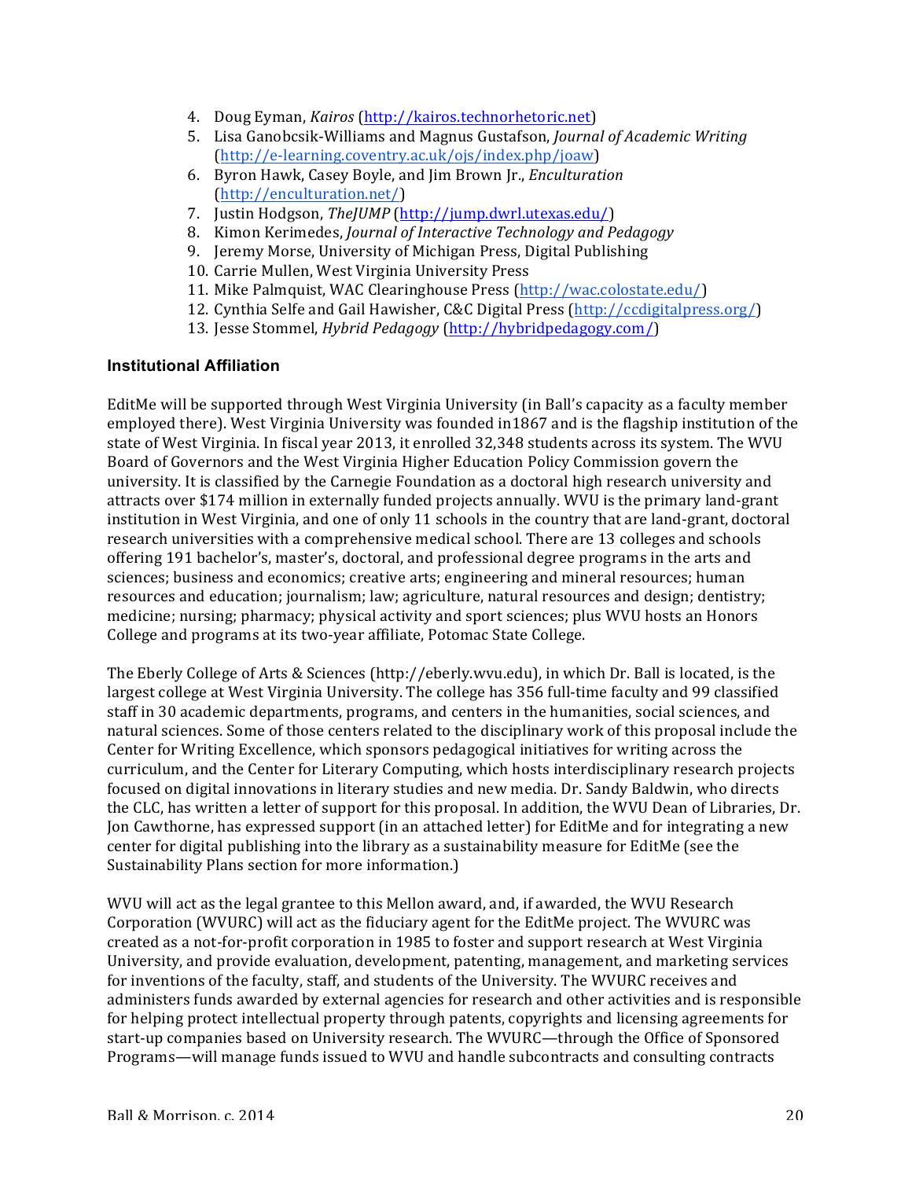4. Doug Eyman, *Kairos* (http://kairos.technorhetoric.net)
5. Lisa Ganobcsik-Williams and Magnus Gustafson, *Journal of Academic Writing* (http://e-learning.coventry.ac.uk/ojs/index.php/joaw)
6. Byron Hawk, Casey Boyle, and Jim Brown Jr., *Enculturation* (http://enculturation.net/)
7. Justin Hodgson, *TheJUMP* (http://jump.dwrl.utexas.edu/)
8. Kimon Kerimedes, *Journal of Interactive Technology and Pedagogy*
9. Jeremy Morse, University of Michigan Press, Digital Publishing
10. Carrie Mullen, West Virginia University Press
11. Mike Palmquist, WAC Clearinghouse Press (http://wac.colostate.edu/)
12. Cynthia Selfe and Gail Hawisher, C&C Digital Press (http://ccdigitalpress.org/)
13. Jesse Stommel, *Hybrid Pedagogy* (http://hybridpedagogy.com/)

### Institutional Affiliation

EditMe will be supported through West Virginia University (in Ball's capacity as a faculty member employed there). West Virginia University was founded in1867 and is the flagship institution of the state of West Virginia. In fiscal year 2013, it enrolled 32,348 students across its system. The WVU Board of Governors and the West Virginia Higher Education Policy Commission govern the university. It is classified by the Carnegie Foundation as a doctoral high research university and attracts over $174 million in externally funded projects annually. WVU is the primary land-grant institution in West Virginia, and one of only 11 schools in the country that are land-grant, doctoral research universities with a comprehensive medical school. There are 13 colleges and schools offering 191 bachelor's, master's, doctoral, and professional degree programs in the arts and sciences; business and economics; creative arts; engineering and mineral resources; human resources and education; journalism; law; agriculture, natural resources and design; dentistry; medicine; nursing; pharmacy; physical activity and sport sciences; plus WVU hosts an Honors College and programs at its two-year affiliate, Potomac State College.

The Eberly College of Arts & Sciences (http://eberly.wvu.edu), in which Dr. Ball is located, is the largest college at West Virginia University. The college has 356 full-time faculty and 99 classified staff in 30 academic departments, programs, and centers in the humanities, social sciences, and natural sciences. Some of those centers related to the disciplinary work of this proposal include the Center for Writing Excellence, which sponsors pedagogical initiatives for writing across the curriculum, and the Center for Literary Computing, which hosts interdisciplinary research projects focused on digital innovations in literary studies and new media. Dr. Sandy Baldwin, who directs the CLC, has written a letter of support for this proposal. In addition, the WVU Dean of Libraries, Dr. Jon Cawthorne, has expressed support (in an attached letter) for EditMe and for integrating a new center for digital publishing into the library as a sustainability measure for EditMe (see the Sustainability Plans section for more information.)

WVU will act as the legal grantee to this Mellon award, and, if awarded, the WVU Research Corporation (WVURC) will act as the fiduciary agent for the EditMe project. The WVURC was created as a not-for-profit corporation in 1985 to foster and support research at West Virginia University, and provide evaluation, development, patenting, management, and marketing services for inventions of the faculty, staff, and students of the University. The WVURC receives and administers funds awarded by external agencies for research and other activities and is responsible for helping protect intellectual property through patents, copyrights and licensing agreements for start-up companies based on University research. The WVURC—through the Office of Sponsored Programs—will manage funds issued to WVU and handle subcontracts and consulting contracts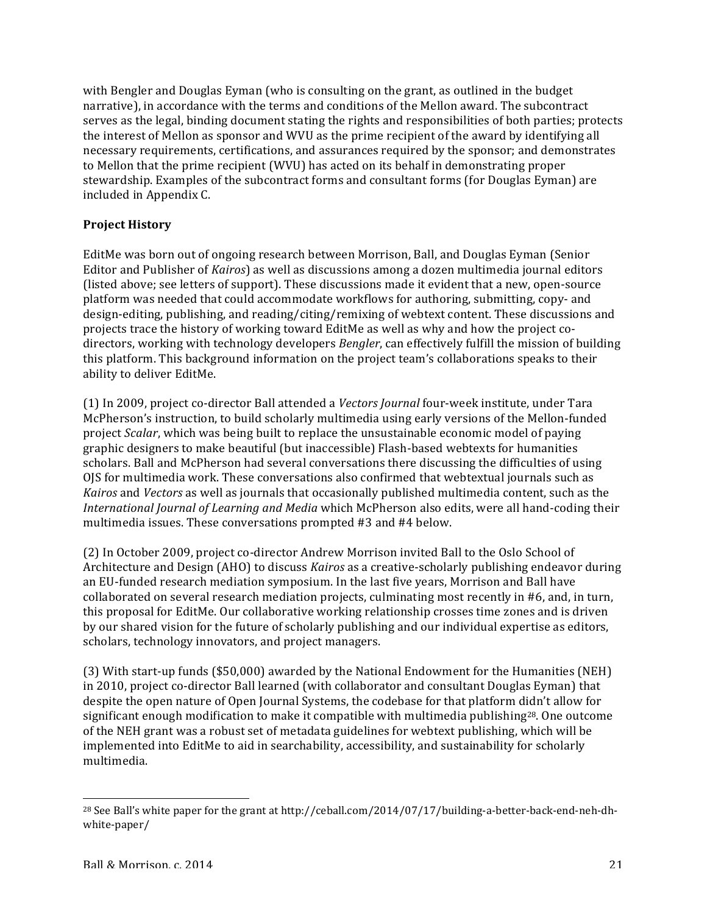with Bengler and Douglas Eyman (who is consulting on the grant, as outlined in the budget narrative), in accordance with the terms and conditions of the Mellon award. The subcontract serves as the legal, binding document stating the rights and responsibilities of both parties; protects the interest of Mellon as sponsor and WVU as the prime recipient of the award by identifying all necessary requirements, certifications, and assurances required by the sponsor; and demonstrates to Mellon that the prime recipient (WVU) has acted on its behalf in demonstrating proper stewardship. Examples of the subcontract forms and consultant forms (for Douglas Eyman) are included in Appendix C.

**Project History**

EditMe was born out of ongoing research between Morrison, Ball, and Douglas Eyman (Senior Editor and Publisher of *Kairos*) as well as discussions among a dozen multimedia journal editors (listed above; see letters of support). These discussions made it evident that a new, open-source platform was needed that could accommodate workflows for authoring, submitting, copy- and design-editing, publishing, and reading/citing/remixing of webtext content. These discussions and projects trace the history of working toward EditMe as well as why and how the project co-directors, working with technology developers *Bengler*, can effectively fulfill the mission of building this platform. This background information on the project team's collaborations speaks to their ability to deliver EditMe.

(1) In 2009, project co-director Ball attended a *Vectors Journal* four-week institute, under Tara McPherson's instruction, to build scholarly multimedia using early versions of the Mellon-funded project *Scalar*, which was being built to replace the unsustainable economic model of paying graphic designers to make beautiful (but inaccessible) Flash-based webtexts for humanities scholars. Ball and McPherson had several conversations there discussing the difficulties of using OJS for multimedia work. These conversations also confirmed that webtextual journals such as *Kairos* and *Vectors* as well as journals that occasionally published multimedia content, such as the *International Journal of Learning and Media* which McPherson also edits, were all hand-coding their multimedia issues. These conversations prompted #3 and #4 below.

(2) In October 2009, project co-director Andrew Morrison invited Ball to the Oslo School of Architecture and Design (AHO) to discuss *Kairos* as a creative-scholarly publishing endeavor during an EU-funded research mediation symposium. In the last five years, Morrison and Ball have collaborated on several research mediation projects, culminating most recently in #6, and, in turn, this proposal for EditMe. Our collaborative working relationship crosses time zones and is driven by our shared vision for the future of scholarly publishing and our individual expertise as editors, scholars, technology innovators, and project managers.

(3) With start-up funds ($50,000) awarded by the National Endowment for the Humanities (NEH) in 2010, project co-director Ball learned (with collaborator and consultant Douglas Eyman) that despite the open nature of Open Journal Systems, the codebase for that platform didn't allow for significant enough modification to make it compatible with multimedia publishing[28]. One outcome of the NEH grant was a robust set of metadata guidelines for webtext publishing, which will be implemented into EditMe to aid in searchability, accessibility, and sustainability for scholarly multimedia.

[28] See Ball's white paper for the grant at http://ceball.com/2014/07/17/building-a-better-back-end-neh-dh-white-paper/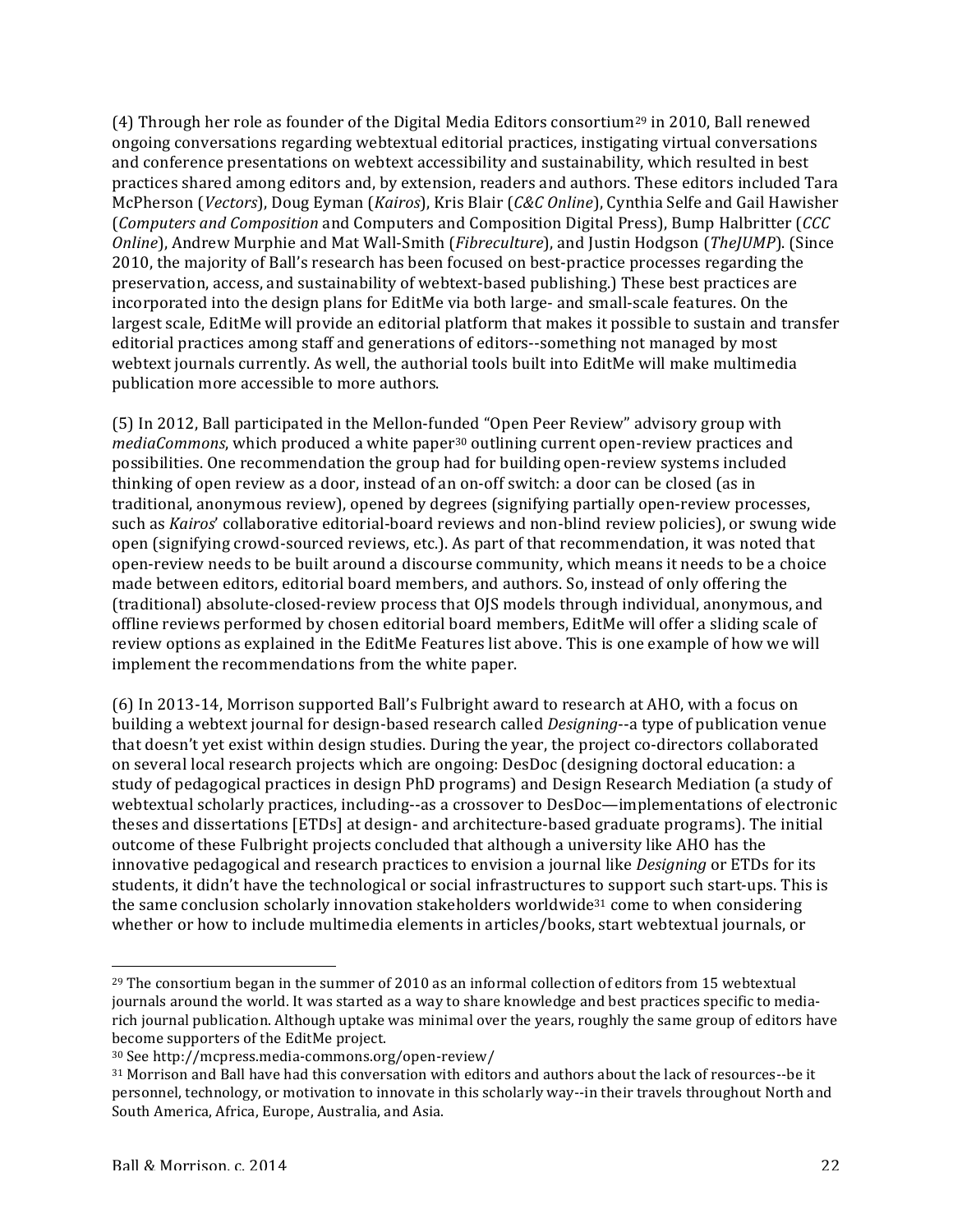(4) Through her role as founder of the Digital Media Editors consortium[29] in 2010, Ball renewed ongoing conversations regarding webtextual editorial practices, instigating virtual conversations and conference presentations on webtext accessibility and sustainability, which resulted in best practices shared among editors and, by extension, readers and authors. These editors included Tara McPherson (*Vectors*), Doug Eyman (*Kairos*), Kris Blair (*C&C Online*), Cynthia Selfe and Gail Hawisher (*Computers and Composition* and Computers and Composition Digital Press), Bump Halbritter (*CCC Online*), Andrew Murphie and Mat Wall-Smith (*Fibreculture*), and Justin Hodgson (*TheJUMP*). (Since 2010, the majority of Ball's research has been focused on best-practice processes regarding the preservation, access, and sustainability of webtext-based publishing.) These best practices are incorporated into the design plans for EditMe via both large- and small-scale features. On the largest scale, EditMe will provide an editorial platform that makes it possible to sustain and transfer editorial practices among staff and generations of editors--something not managed by most webtext journals currently. As well, the authorial tools built into EditMe will make multimedia publication more accessible to more authors.

(5) In 2012, Ball participated in the Mellon-funded "Open Peer Review" advisory group with *mediaCommons*, which produced a white paper[30] outlining current open-review practices and possibilities. One recommendation the group had for building open-review systems included thinking of open review as a door, instead of an on-off switch: a door can be closed (as in traditional, anonymous review), opened by degrees (signifying partially open-review processes, such as *Kairos*' collaborative editorial-board reviews and non-blind review policies), or swung wide open (signifying crowd-sourced reviews, etc.). As part of that recommendation, it was noted that open-review needs to be built around a discourse community, which means it needs to be a choice made between editors, editorial board members, and authors. So, instead of only offering the (traditional) absolute-closed-review process that OJS models through individual, anonymous, and offline reviews performed by chosen editorial board members, EditMe will offer a sliding scale of review options as explained in the EditMe Features list above. This is one example of how we will implement the recommendations from the white paper.

(6) In 2013-14, Morrison supported Ball's Fulbright award to research at AHO, with a focus on building a webtext journal for design-based research called *Designing*--a type of publication venue that doesn't yet exist within design studies. During the year, the project co-directors collaborated on several local research projects which are ongoing: DesDoc (designing doctoral education: a study of pedagogical practices in design PhD programs) and Design Research Mediation (a study of webtextual scholarly practices, including--as a crossover to DesDoc—implementations of electronic theses and dissertations [ETDs] at design- and architecture-based graduate programs). The initial outcome of these Fulbright projects concluded that although a university like AHO has the innovative pedagogical and research practices to envision a journal like *Designing* or ETDs for its students, it didn't have the technological or social infrastructures to support such start-ups. This is the same conclusion scholarly innovation stakeholders worldwide[31] come to when considering whether or how to include multimedia elements in articles/books, start webtextual journals, or

---

[29] The consortium began in the summer of 2010 as an informal collection of editors from 15 webtextual journals around the world. It was started as a way to share knowledge and best practices specific to media-rich journal publication. Although uptake was minimal over the years, roughly the same group of editors have become supporters of the EditMe project.

[30] See http://mcpress.media-commons.org/open-review/

[31] Morrison and Ball have had this conversation with editors and authors about the lack of resources--be it personnel, technology, or motivation to innovate in this scholarly way--in their travels throughout North and South America, Africa, Europe, Australia, and Asia.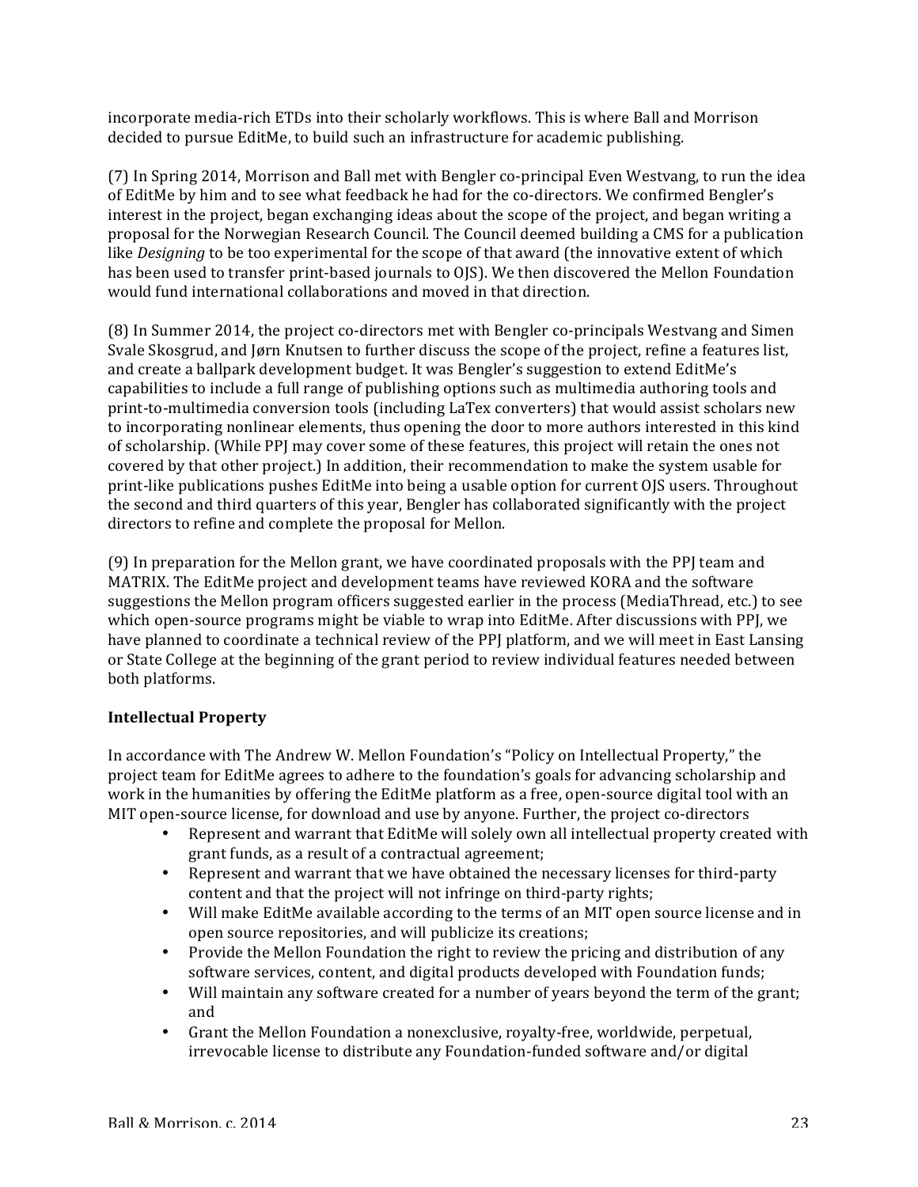incorporate media-rich ETDs into their scholarly workflows. This is where Ball and Morrison decided to pursue EditMe, to build such an infrastructure for academic publishing.

(7) In Spring 2014, Morrison and Ball met with Bengler co-principal Even Westvang, to run the idea of EditMe by him and to see what feedback he had for the co-directors. We confirmed Bengler's interest in the project, began exchanging ideas about the scope of the project, and began writing a proposal for the Norwegian Research Council. The Council deemed building a CMS for a publication like *Designing* to be too experimental for the scope of that award (the innovative extent of which has been used to transfer print-based journals to OJS). We then discovered the Mellon Foundation would fund international collaborations and moved in that direction.

(8) In Summer 2014, the project co-directors met with Bengler co-principals Westvang and Simen Svale Skosgrud, and Jørn Knutsen to further discuss the scope of the project, refine a features list, and create a ballpark development budget. It was Bengler's suggestion to extend EditMe's capabilities to include a full range of publishing options such as multimedia authoring tools and print-to-multimedia conversion tools (including LaTex converters) that would assist scholars new to incorporating nonlinear elements, thus opening the door to more authors interested in this kind of scholarship. (While PPJ may cover some of these features, this project will retain the ones not covered by that other project.) In addition, their recommendation to make the system usable for print-like publications pushes EditMe into being a usable option for current OJS users. Throughout the second and third quarters of this year, Bengler has collaborated significantly with the project directors to refine and complete the proposal for Mellon.

(9) In preparation for the Mellon grant, we have coordinated proposals with the PPJ team and MATRIX. The EditMe project and development teams have reviewed KORA and the software suggestions the Mellon program officers suggested earlier in the process (MediaThread, etc.) to see which open-source programs might be viable to wrap into EditMe. After discussions with PPJ, we have planned to coordinate a technical review of the PPJ platform, and we will meet in East Lansing or State College at the beginning of the grant period to review individual features needed between both platforms.

**Intellectual Property**

In accordance with The Andrew W. Mellon Foundation's "Policy on Intellectual Property," the project team for EditMe agrees to adhere to the foundation's goals for advancing scholarship and work in the humanities by offering the EditMe platform as a free, open-source digital tool with an MIT open-source license, for download and use by anyone. Further, the project co-directors

- Represent and warrant that EditMe will solely own all intellectual property created with grant funds, as a result of a contractual agreement;
- Represent and warrant that we have obtained the necessary licenses for third-party content and that the project will not infringe on third-party rights;
- Will make EditMe available according to the terms of an MIT open source license and in open source repositories, and will publicize its creations;
- Provide the Mellon Foundation the right to review the pricing and distribution of any software services, content, and digital products developed with Foundation funds;
- Will maintain any software created for a number of years beyond the term of the grant; and
- Grant the Mellon Foundation a nonexclusive, royalty-free, worldwide, perpetual, irrevocable license to distribute any Foundation-funded software and/or digital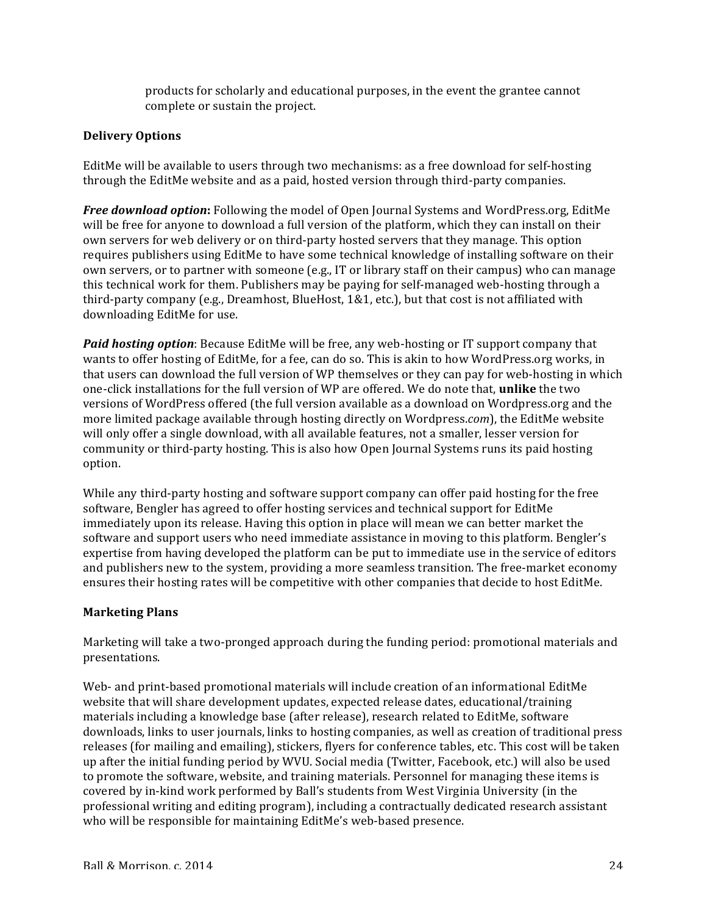products for scholarly and educational purposes, in the event the grantee cannot complete or sustain the project.

**Delivery Options**

EditMe will be available to users through two mechanisms: as a free download for self-hosting through the EditMe website and as a paid, hosted version through third-party companies.

***Free download option*:** Following the model of Open Journal Systems and WordPress.org, EditMe will be free for anyone to download a full version of the platform, which they can install on their own servers for web delivery or on third-party hosted servers that they manage. This option requires publishers using EditMe to have some technical knowledge of installing software on their own servers, or to partner with someone (e.g., IT or library staff on their campus) who can manage this technical work for them. Publishers may be paying for self-managed web-hosting through a third-party company (e.g., Dreamhost, BlueHost, 1&1, etc.), but that cost is not affiliated with downloading EditMe for use.

***Paid hosting option***: Because EditMe will be free, any web-hosting or IT support company that wants to offer hosting of EditMe, for a fee, can do so. This is akin to how WordPress.org works, in that users can download the full version of WP themselves or they can pay for web-hosting in which one-click installations for the full version of WP are offered. We do note that, **unlike** the two versions of WordPress offered (the full version available as a download on Wordpress.org and the more limited package available through hosting directly on Wordpress.*com*), the EditMe website will only offer a single download, with all available features, not a smaller, lesser version for community or third-party hosting. This is also how Open Journal Systems runs its paid hosting option.

While any third-party hosting and software support company can offer paid hosting for the free software, Bengler has agreed to offer hosting services and technical support for EditMe immediately upon its release. Having this option in place will mean we can better market the software and support users who need immediate assistance in moving to this platform. Bengler's expertise from having developed the platform can be put to immediate use in the service of editors and publishers new to the system, providing a more seamless transition. The free-market economy ensures their hosting rates will be competitive with other companies that decide to host EditMe.

**Marketing Plans**

Marketing will take a two-pronged approach during the funding period: promotional materials and presentations.

Web- and print-based promotional materials will include creation of an informational EditMe website that will share development updates, expected release dates, educational/training materials including a knowledge base (after release), research related to EditMe, software downloads, links to user journals, links to hosting companies, as well as creation of traditional press releases (for mailing and emailing), stickers, flyers for conference tables, etc. This cost will be taken up after the initial funding period by WVU. Social media (Twitter, Facebook, etc.) will also be used to promote the software, website, and training materials. Personnel for managing these items is covered by in-kind work performed by Ball's students from West Virginia University (in the professional writing and editing program), including a contractually dedicated research assistant who will be responsible for maintaining EditMe's web-based presence.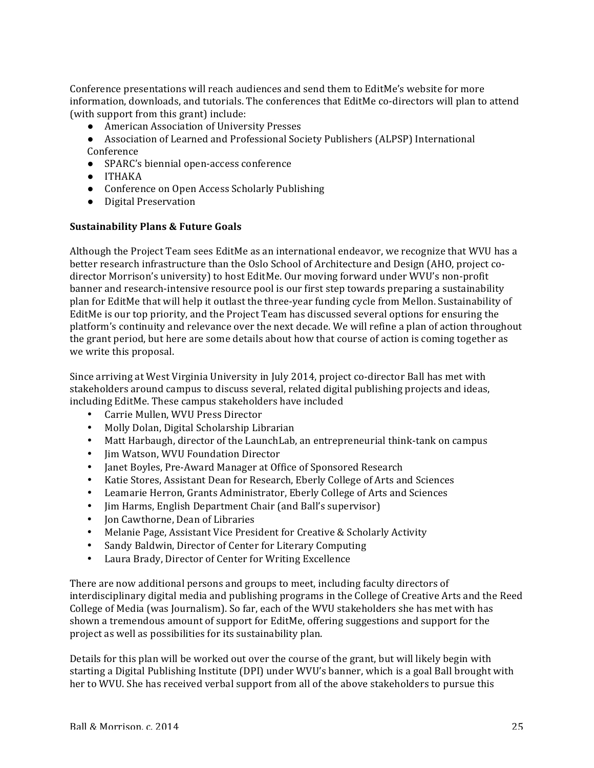Conference presentations will reach audiences and send them to EditMe's website for more information, downloads, and tutorials. The conferences that EditMe co-directors will plan to attend (with support from this grant) include:

- American Association of University Presses
- Association of Learned and Professional Society Publishers (ALPSP) International Conference
- SPARC's biennial open-access conference
- ITHAKA
- Conference on Open Access Scholarly Publishing
- Digital Preservation

**Sustainability Plans & Future Goals**

Although the Project Team sees EditMe as an international endeavor, we recognize that WVU has a better research infrastructure than the Oslo School of Architecture and Design (AHO, project co-director Morrison's university) to host EditMe. Our moving forward under WVU's non-profit banner and research-intensive resource pool is our first step towards preparing a sustainability plan for EditMe that will help it outlast the three-year funding cycle from Mellon. Sustainability of EditMe is our top priority, and the Project Team has discussed several options for ensuring the platform's continuity and relevance over the next decade. We will refine a plan of action throughout the grant period, but here are some details about how that course of action is coming together as we write this proposal.

Since arriving at West Virginia University in July 2014, project co-director Ball has met with stakeholders around campus to discuss several, related digital publishing projects and ideas, including EditMe. These campus stakeholders have included

- Carrie Mullen, WVU Press Director
- Molly Dolan, Digital Scholarship Librarian
- Matt Harbaugh, director of the LaunchLab, an entrepreneurial think-tank on campus
- Jim Watson, WVU Foundation Director
- Janet Boyles, Pre-Award Manager at Office of Sponsored Research
- Katie Stores, Assistant Dean for Research, Eberly College of Arts and Sciences
- Leamarie Herron, Grants Administrator, Eberly College of Arts and Sciences
- Jim Harms, English Department Chair (and Ball's supervisor)
- Jon Cawthorne, Dean of Libraries
- Melanie Page, Assistant Vice President for Creative & Scholarly Activity
- Sandy Baldwin, Director of Center for Literary Computing
- Laura Brady, Director of Center for Writing Excellence

There are now additional persons and groups to meet, including faculty directors of interdisciplinary digital media and publishing programs in the College of Creative Arts and the Reed College of Media (was Journalism). So far, each of the WVU stakeholders she has met with has shown a tremendous amount of support for EditMe, offering suggestions and support for the project as well as possibilities for its sustainability plan.

Details for this plan will be worked out over the course of the grant, but will likely begin with starting a Digital Publishing Institute (DPI) under WVU's banner, which is a goal Ball brought with her to WVU. She has received verbal support from all of the above stakeholders to pursue this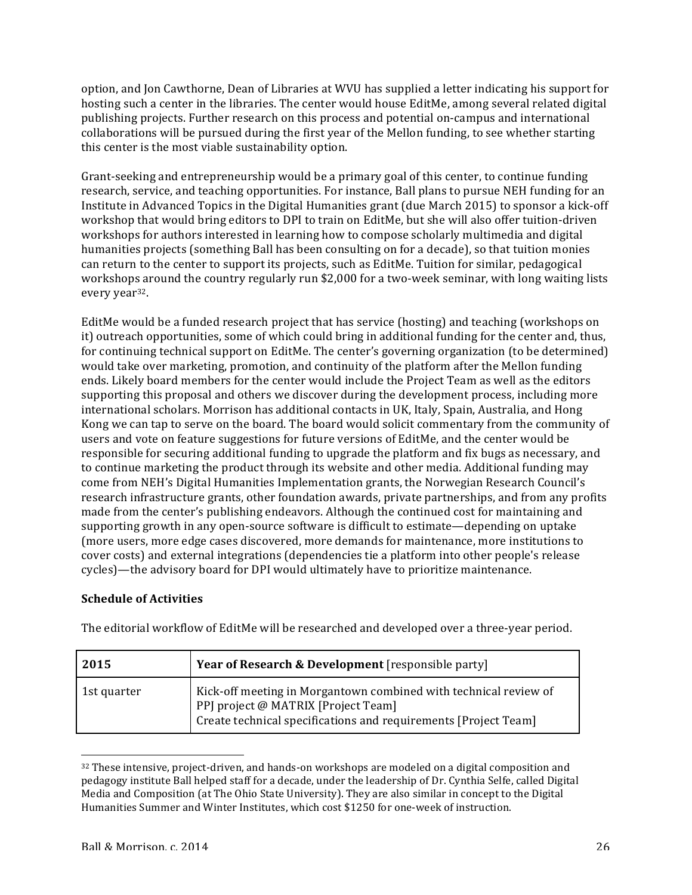option, and Jon Cawthorne, Dean of Libraries at WVU has supplied a letter indicating his support for hosting such a center in the libraries. The center would house EditMe, among several related digital publishing projects. Further research on this process and potential on-campus and international collaborations will be pursued during the first year of the Mellon funding, to see whether starting this center is the most viable sustainability option.

Grant-seeking and entrepreneurship would be a primary goal of this center, to continue funding research, service, and teaching opportunities. For instance, Ball plans to pursue NEH funding for an Institute in Advanced Topics in the Digital Humanities grant (due March 2015) to sponsor a kick-off workshop that would bring editors to DPI to train on EditMe, but she will also offer tuition-driven workshops for authors interested in learning how to compose scholarly multimedia and digital humanities projects (something Ball has been consulting on for a decade), so that tuition monies can return to the center to support its projects, such as EditMe. Tuition for similar, pedagogical workshops around the country regularly run $2,000 for a two-week seminar, with long waiting lists every year[32].

EditMe would be a funded research project that has service (hosting) and teaching (workshops on it) outreach opportunities, some of which could bring in additional funding for the center and, thus, for continuing technical support on EditMe. The center's governing organization (to be determined) would take over marketing, promotion, and continuity of the platform after the Mellon funding ends. Likely board members for the center would include the Project Team as well as the editors supporting this proposal and others we discover during the development process, including more international scholars. Morrison has additional contacts in UK, Italy, Spain, Australia, and Hong Kong we can tap to serve on the board. The board would solicit commentary from the community of users and vote on feature suggestions for future versions of EditMe, and the center would be responsible for securing additional funding to upgrade the platform and fix bugs as necessary, and to continue marketing the product through its website and other media. Additional funding may come from NEH's Digital Humanities Implementation grants, the Norwegian Research Council's research infrastructure grants, other foundation awards, private partnerships, and from any profits made from the center's publishing endeavors. Although the continued cost for maintaining and supporting growth in any open-source software is difficult to estimate—depending on uptake (more users, more edge cases discovered, more demands for maintenance, more institutions to cover costs) and external integrations (dependencies tie a platform into other people's release cycles)—the advisory board for DPI would ultimately have to prioritize maintenance.

**Schedule of Activities**

The editorial workflow of EditMe will be researched and developed over a three-year period.

| **2015** | **Year of Research & Development** [responsible party] |
|---|---|
| 1st quarter | Kick-off meeting in Morgantown combined with technical review of PPJ project @ MATRIX [Project Team]<br>Create technical specifications and requirements [Project Team] |

[32] These intensive, project-driven, and hands-on workshops are modeled on a digital composition and pedagogy institute Ball helped staff for a decade, under the leadership of Dr. Cynthia Selfe, called Digital Media and Composition (at The Ohio State University). They are also similar in concept to the Digital Humanities Summer and Winter Institutes, which cost $1250 for one-week of instruction.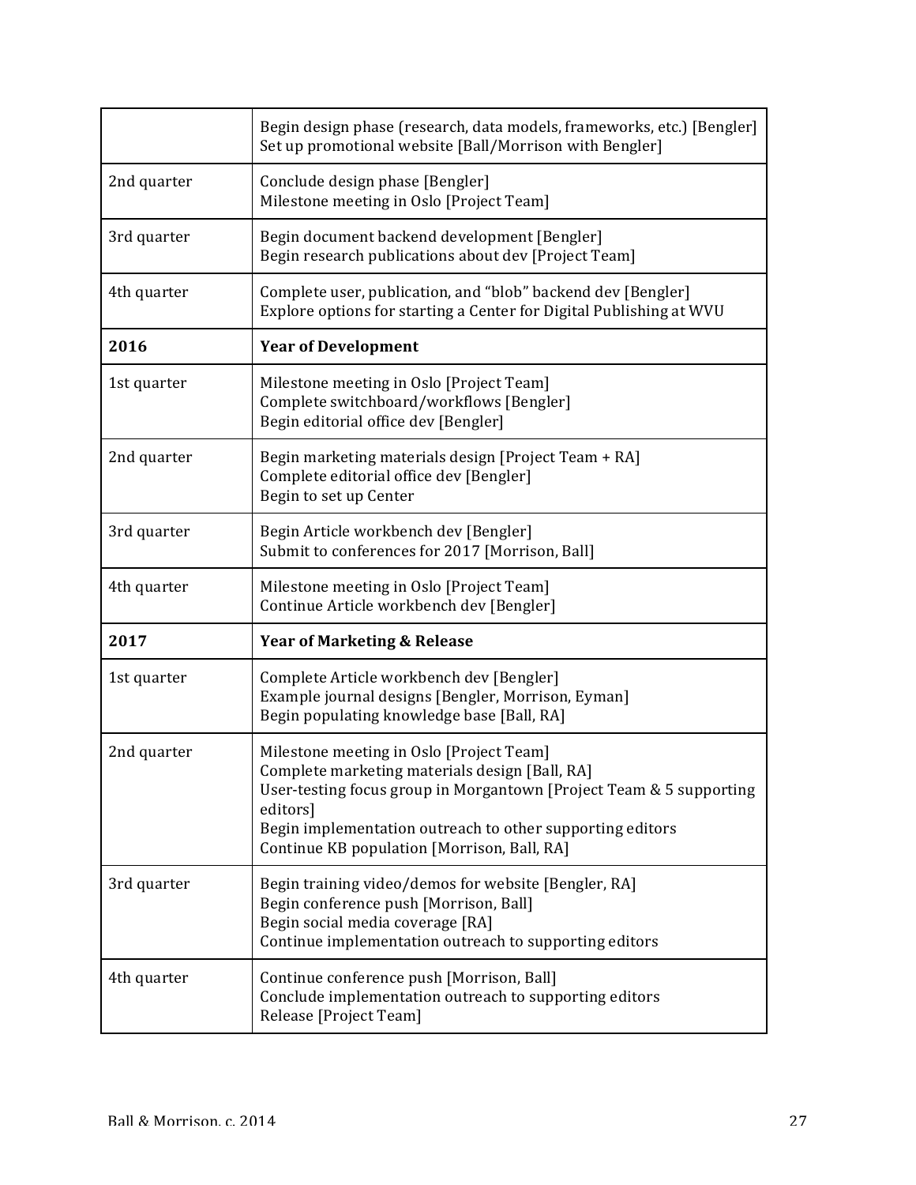| | |
|---|---|
| | Begin design phase (research, data models, frameworks, etc.) [Bengler]<br>Set up promotional website [Ball/Morrison with Bengler] |
| 2nd quarter | Conclude design phase [Bengler]<br>Milestone meeting in Oslo [Project Team] |
| 3rd quarter | Begin document backend development [Bengler]<br>Begin research publications about dev [Project Team] |
| 4th quarter | Complete user, publication, and "blob" backend dev [Bengler]<br>Explore options for starting a Center for Digital Publishing at WVU |
| **2016** | **Year of Development** |
| 1st quarter | Milestone meeting in Oslo [Project Team]<br>Complete switchboard/workflows [Bengler]<br>Begin editorial office dev [Bengler] |
| 2nd quarter | Begin marketing materials design [Project Team + RA]<br>Complete editorial office dev [Bengler]<br>Begin to set up Center |
| 3rd quarter | Begin Article workbench dev [Bengler]<br>Submit to conferences for 2017 [Morrison, Ball] |
| 4th quarter | Milestone meeting in Oslo [Project Team]<br>Continue Article workbench dev [Bengler] |
| **2017** | **Year of Marketing & Release** |
| 1st quarter | Complete Article workbench dev [Bengler]<br>Example journal designs [Bengler, Morrison, Eyman]<br>Begin populating knowledge base [Ball, RA] |
| 2nd quarter | Milestone meeting in Oslo [Project Team]<br>Complete marketing materials design [Ball, RA]<br>User-testing focus group in Morgantown [Project Team & 5 supporting editors]<br>Begin implementation outreach to other supporting editors<br>Continue KB population [Morrison, Ball, RA] |
| 3rd quarter | Begin training video/demos for website [Bengler, RA]<br>Begin conference push [Morrison, Ball]<br>Begin social media coverage [RA]<br>Continue implementation outreach to supporting editors |
| 4th quarter | Continue conference push [Morrison, Ball]<br>Conclude implementation outreach to supporting editors<br>Release [Project Team] |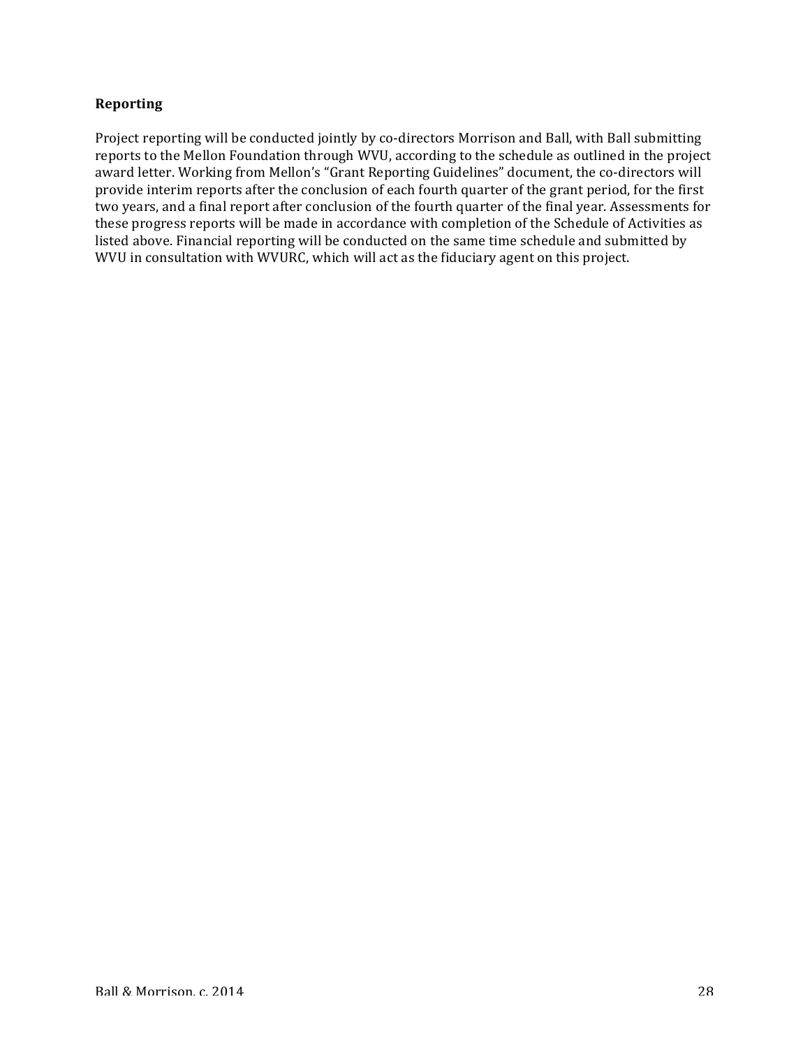**Reporting**

Project reporting will be conducted jointly by co-directors Morrison and Ball, with Ball submitting reports to the Mellon Foundation through WVU, according to the schedule as outlined in the project award letter. Working from Mellon's "Grant Reporting Guidelines" document, the co-directors will provide interim reports after the conclusion of each fourth quarter of the grant period, for the first two years, and a final report after conclusion of the fourth quarter of the final year. Assessments for these progress reports will be made in accordance with completion of the Schedule of Activities as listed above. Financial reporting will be conducted on the same time schedule and submitted by WVU in consultation with WVURC, which will act as the fiduciary agent on this project.